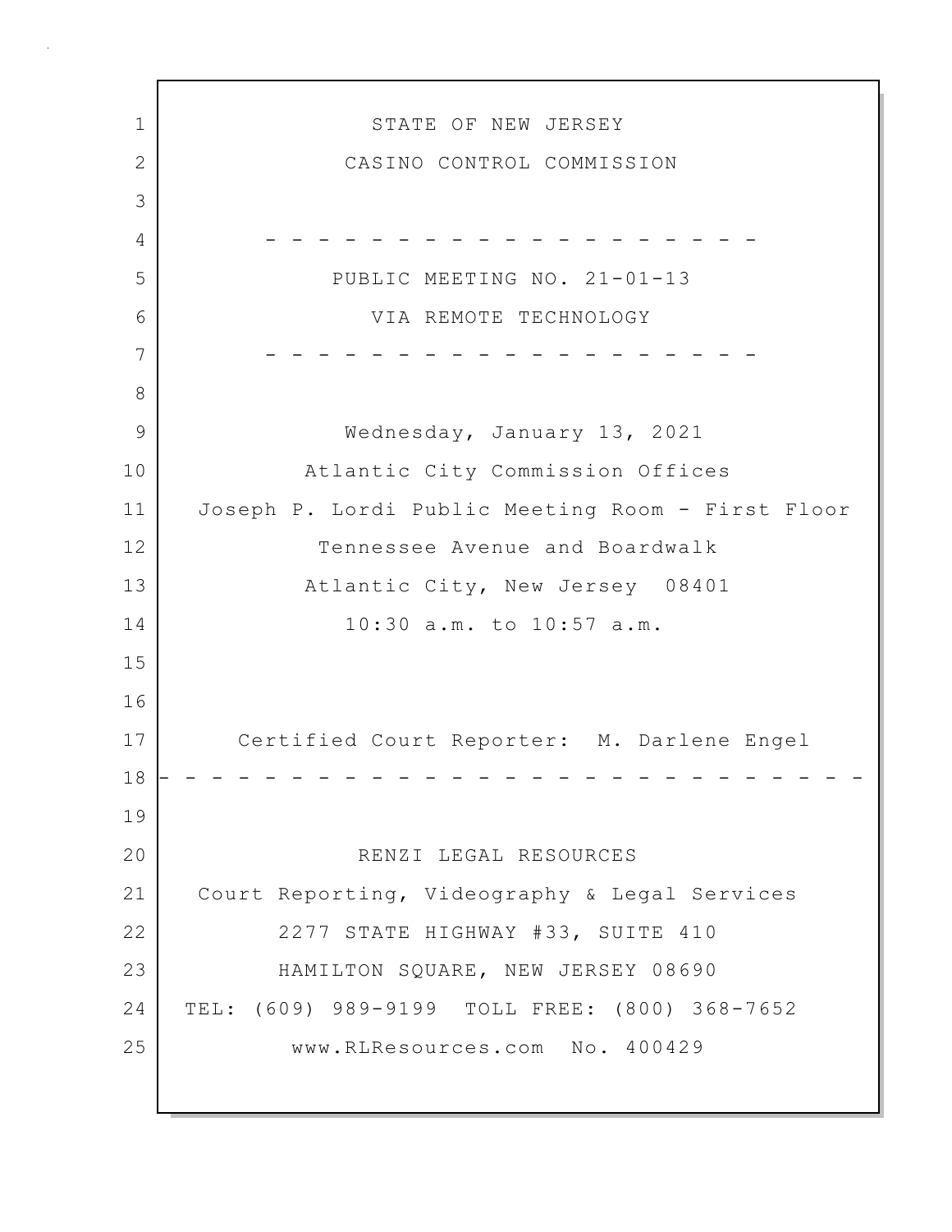STATE OF NEW JERSEY

CASINO CONTROL COMMISSION

- - - - - - - - - - - - - - - - - - - - -

PUBLIC MEETING NO. 21-01-13

VIA REMOTE TECHNOLOGY

- - - - - - - - - - - - - - - - - - - - -

Wednesday, January 13, 2021

Atlantic City Commission Offices

Joseph P. Lordi Public Meeting Room - First Floor

Tennessee Avenue and Boardwalk

Atlantic City, New Jersey 08401

10:30 a.m. to 10:57 a.m.

Certified Court Reporter: M. Darlene Engel

- - - - - - - - - - - - - - - - - - - - - - - - - - -

RENZI LEGAL RESOURCES

Court Reporting, Videography & Legal Services

2277 STATE HIGHWAY #33, SUITE 410

HAMILTON SQUARE, NEW JERSEY 08690

TEL: (609) 989-9199 TOLL FREE: (800) 368-7652

www.RLResources.com No. 400429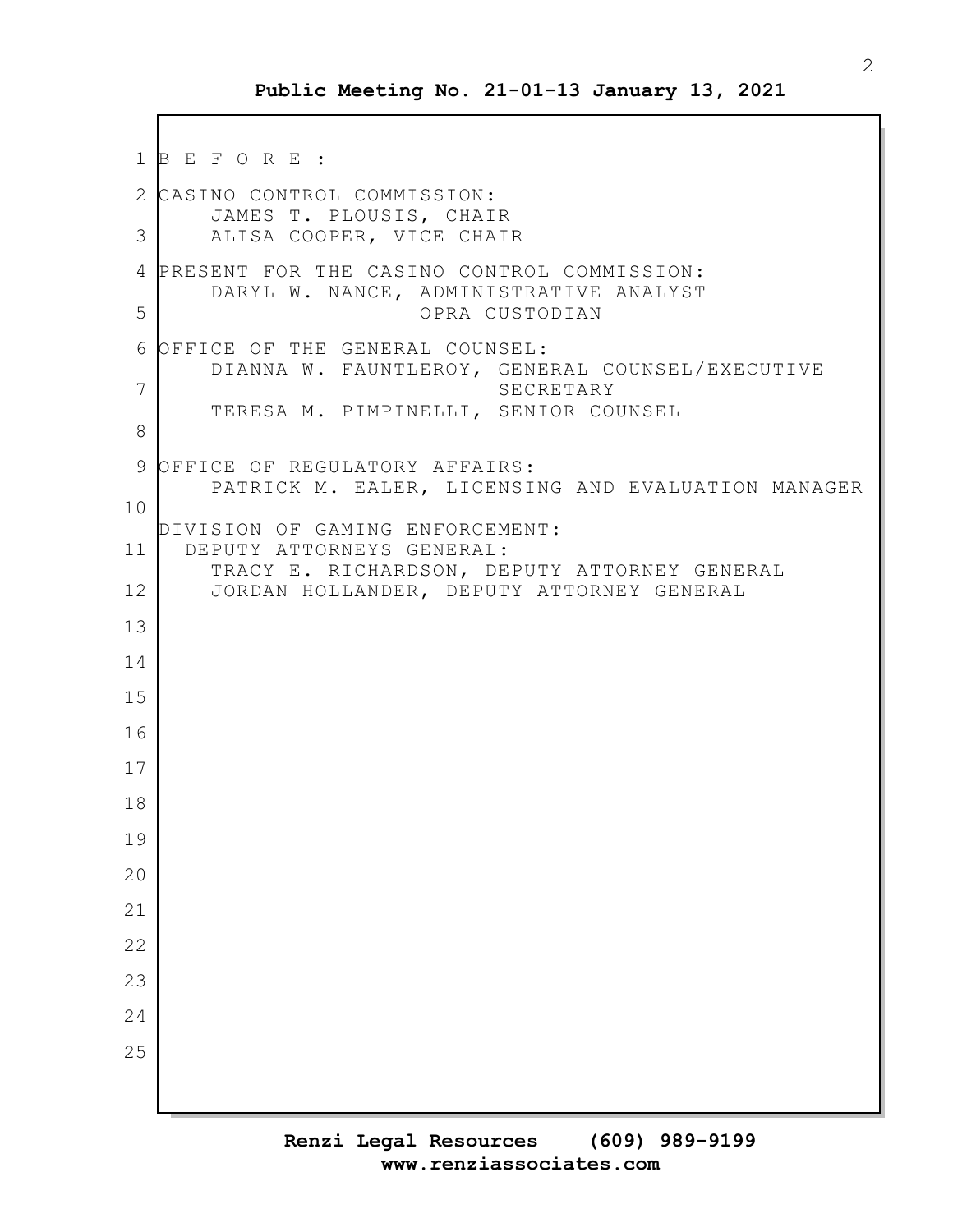B E F O R E :

CASINO CONTROL COMMISSION:
JAMES T. PLOUSIS, CHAIR
ALISA COOPER, VICE CHAIR

PRESENT FOR THE CASINO CONTROL COMMISSION:
DARYL W. NANCE, ADMINISTRATIVE ANALYST
OPRA CUSTODIAN

OFFICE OF THE GENERAL COUNSEL:
DIANNA W. FAUNTLEROY, GENERAL COUNSEL/EXECUTIVE SECRETARY
TERESA M. PIMPINELLI, SENIOR COUNSEL

OFFICE OF REGULATORY AFFAIRS:
PATRICK M. EALER, LICENSING AND EVALUATION MANAGER

DIVISION OF GAMING ENFORCEMENT:
DEPUTY ATTORNEYS GENERAL:
TRACY E. RICHARDSON, DEPUTY ATTORNEY GENERAL
JORDAN HOLLANDER, DEPUTY ATTORNEY GENERAL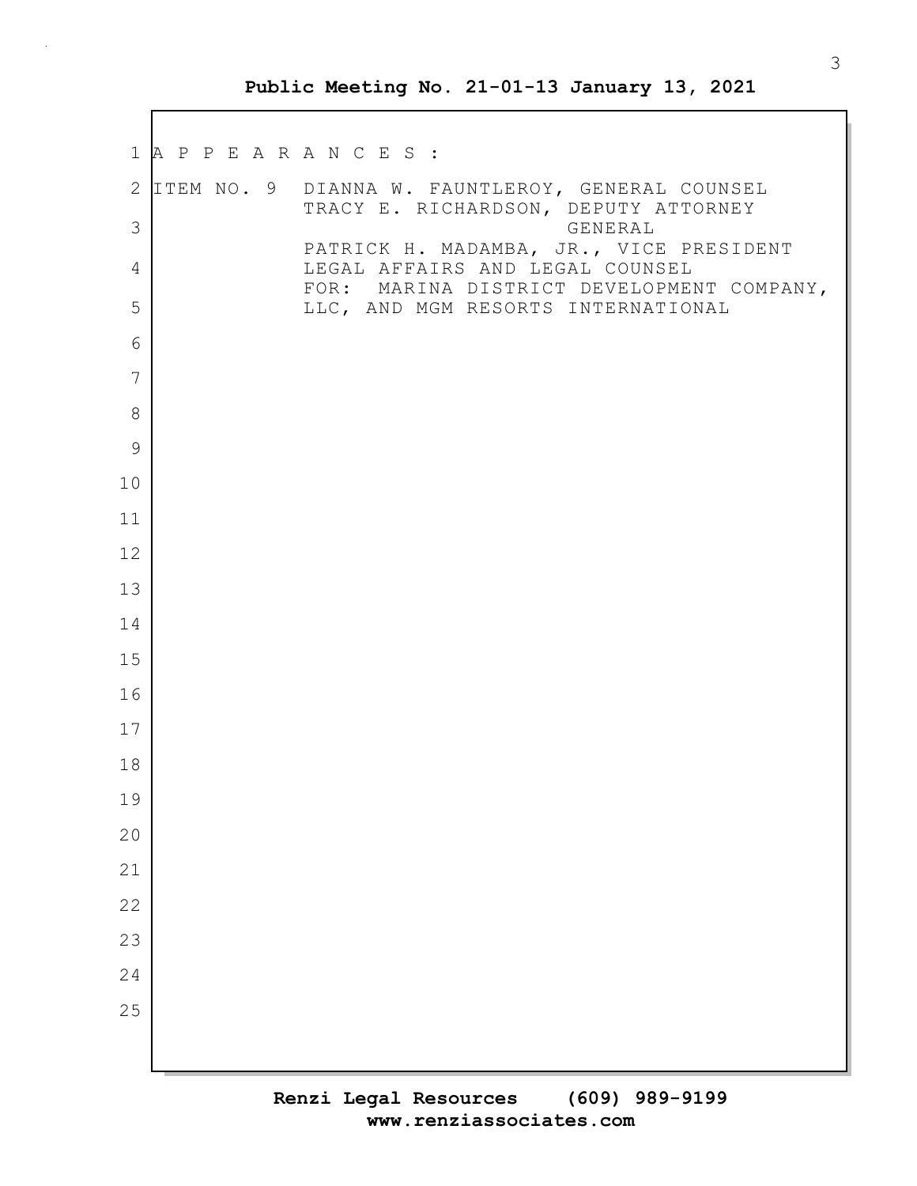A P P E A R A N C E S :

ITEM NO. 9 DIANNA W. FAUNTLEROY, GENERAL COUNSEL
TRACY E. RICHARDSON, DEPUTY ATTORNEY GENERAL
PATRICK H. MADAMBA, JR., VICE PRESIDENT LEGAL AFFAIRS AND LEGAL COUNSEL
FOR: MARINA DISTRICT DEVELOPMENT COMPANY, LLC, AND MGM RESORTS INTERNATIONAL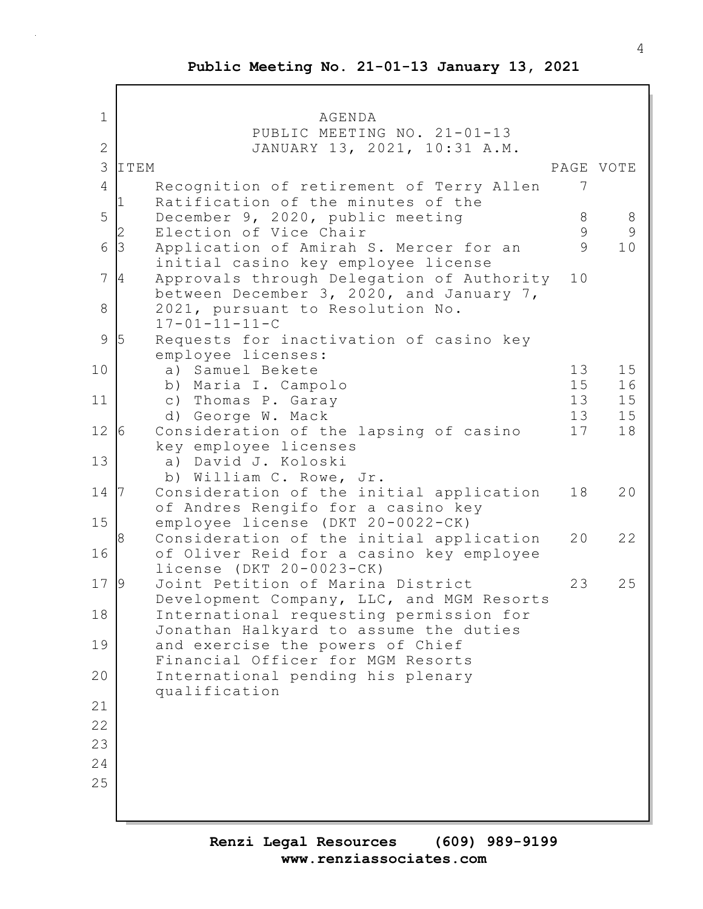**Public Meeting No. 21-01-13 January 13, 2021**

AGENDA
PUBLIC MEETING NO. 21-01-13
JANUARY 13, 2021, 10:31 A.M.

| ITEM | | PAGE | VOTE |
|---|---|---|---|
| | Recognition of retirement of Terry Allen | 7 | |
| 1 | Ratification of the minutes of the December 9, 2020, public meeting | 8 | 8 |
| 2 | Election of Vice Chair | 9 | 9 |
| 3 | Application of Amirah S. Mercer for an initial casino key employee license | 9 | 10 |
| 4 | Approvals through Delegation of Authority between December 3, 2020, and January 7, 2021, pursuant to Resolution No. 17-01-11-11-C | 10 | |
| 5 | Requests for inactivation of casino key employee licenses: | | |
| | a) Samuel Bekete | 13 | 15 |
| | b) Maria I. Campolo | 15 | 16 |
| | c) Thomas P. Garay | 13 | 15 |
| | d) George W. Mack | 13 | 15 |
| 6 | Consideration of the lapsing of casino key employee licenses | 17 | 18 |
| | a) David J. Koloski | | |
| | b) William C. Rowe, Jr. | | |
| 7 | Consideration of the initial application of Andres Rengifo for a casino key employee license (DKT 20-0022-CK) | 18 | 20 |
| 8 | Consideration of the initial application of Oliver Reid for a casino key employee license (DKT 20-0023-CK) | 20 | 22 |
| 9 | Joint Petition of Marina District Development Company, LLC, and MGM Resorts International requesting permission for Jonathan Halkyard to assume the duties and exercise the powers of Chief Financial Officer for MGM Resorts International pending his plenary qualification | 23 | 25 |

**Renzi Legal Resources (609) 989-9199**
**www.renziassociates.com**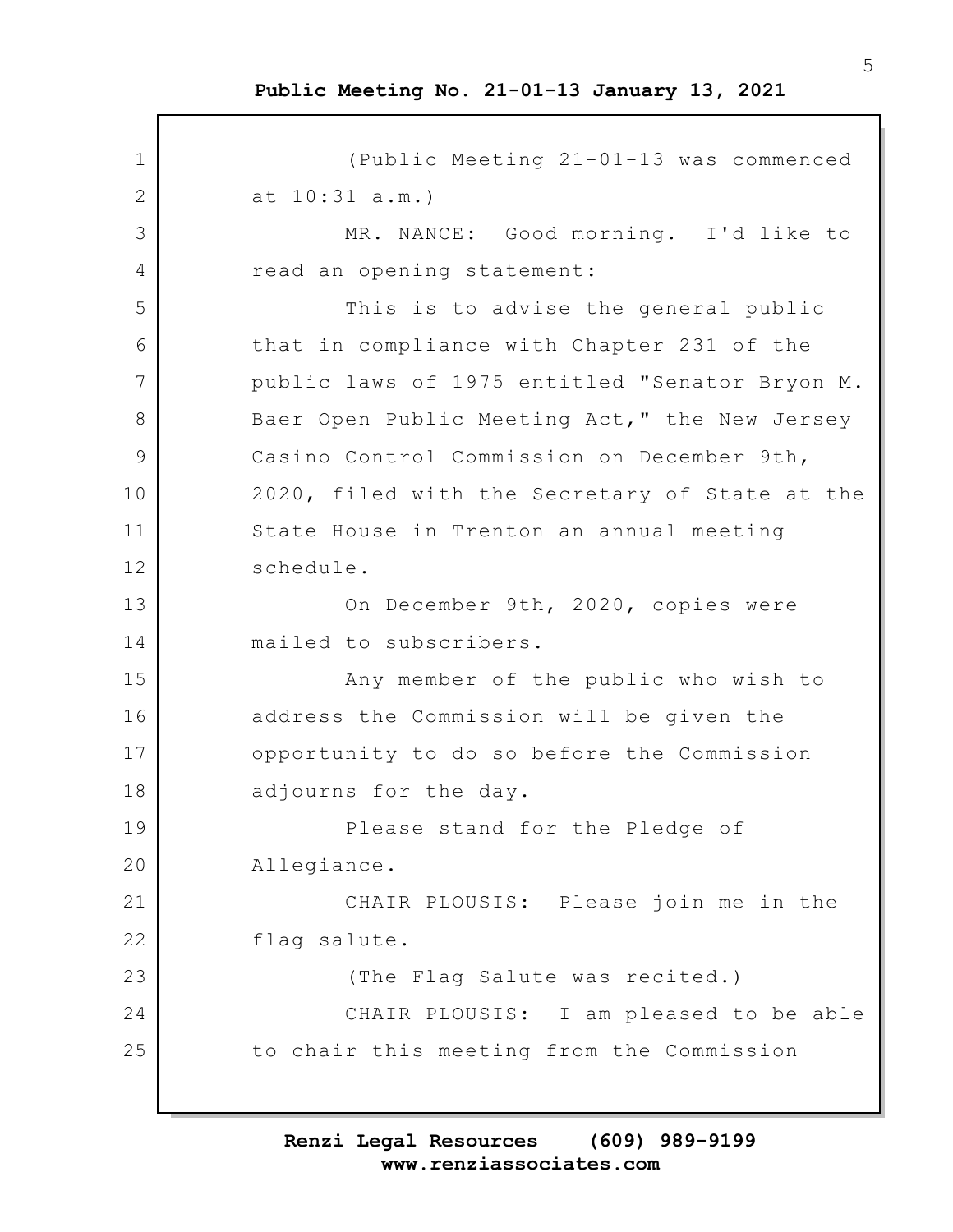(Public Meeting 21-01-13 was commenced at 10:31 a.m.)

MR. NANCE: Good morning. I'd like to read an opening statement:

This is to advise the general public that in compliance with Chapter 231 of the public laws of 1975 entitled "Senator Bryon M. Baer Open Public Meeting Act," the New Jersey Casino Control Commission on December 9th, 2020, filed with the Secretary of State at the State House in Trenton an annual meeting schedule.

On December 9th, 2020, copies were mailed to subscribers.

Any member of the public who wish to address the Commission will be given the opportunity to do so before the Commission adjourns for the day.

Please stand for the Pledge of Allegiance.

CHAIR PLOUSIS: Please join me in the flag salute.

(The Flag Salute was recited.)

CHAIR PLOUSIS: I am pleased to be able to chair this meeting from the Commission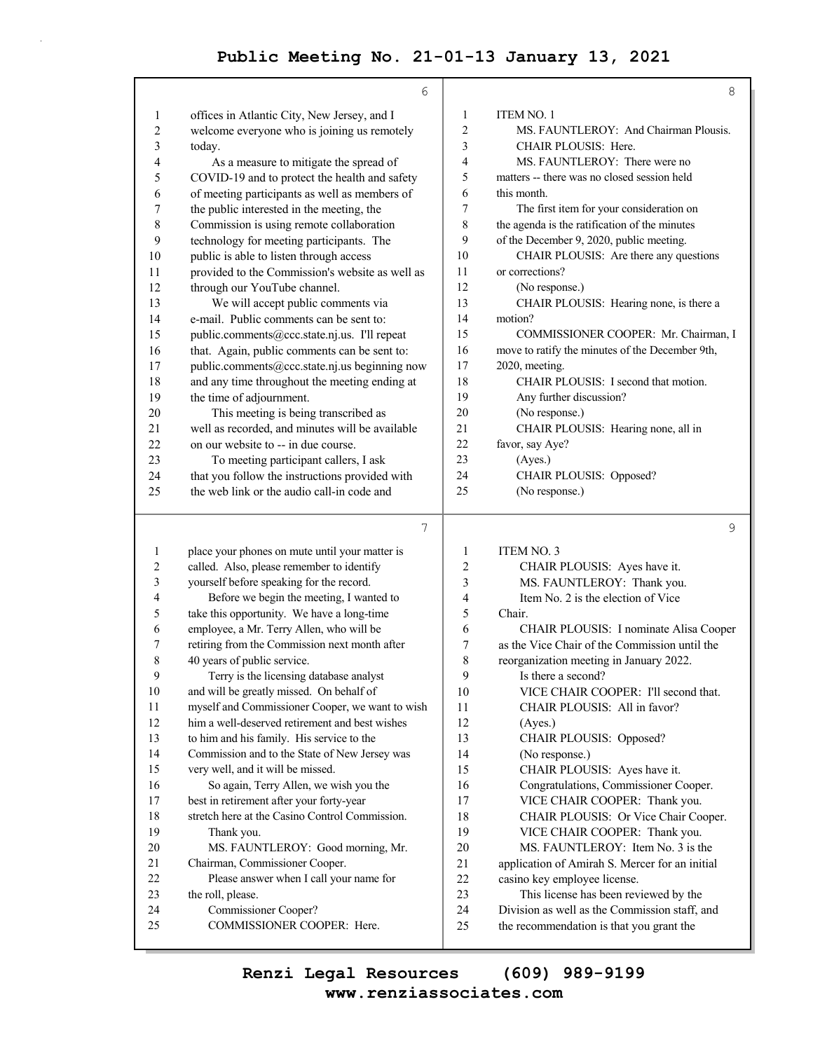offices in Atlantic City, New Jersey, and I welcome everyone who is joining us remotely today.

As a measure to mitigate the spread of COVID-19 and to protect the health and safety of meeting participants as well as members of the public interested in the meeting, the Commission is using remote collaboration technology for meeting participants. The public is able to listen through access provided to the Commission's website as well as through our YouTube channel.

We will accept public comments via e-mail. Public comments can be sent to: public.comments@ccc.state.nj.us. I'll repeat that. Again, public comments can be sent to: public.comments@ccc.state.nj.us beginning now and any time throughout the meeting ending at the time of adjournment.

This meeting is being transcribed as well as recorded, and minutes will be available on our website to -- in due course.

To meeting participant callers, I ask that you follow the instructions provided with the web link or the audio call-in code and place your phones on mute until your matter is called. Also, please remember to identify yourself before speaking for the record.

Before we begin the meeting, I wanted to take this opportunity. We have a long-time employee, a Mr. Terry Allen, who will be retiring from the Commission next month after 40 years of public service.

Terry is the licensing database analyst and will be greatly missed. On behalf of myself and Commissioner Cooper, we want to wish him a well-deserved retirement and best wishes to him and his family. His service to the Commission and to the State of New Jersey was very well, and it will be missed.

So again, Terry Allen, we wish you the best in retirement after your forty-year stretch here at the Casino Control Commission.

Thank you.

MS. FAUNTLEROY: Good morning, Mr. Chairman, Commissioner Cooper.

Please answer when I call your name for the roll, please.

Commissioner Cooper?

COMMISSIONER COOPER: Here.

ITEM NO. 1

MS. FAUNTLEROY: And Chairman Plousis.

CHAIR PLOUSIS: Here.

MS. FAUNTLEROY: There were no matters -- there was no closed session held this month.

The first item for your consideration on the agenda is the ratification of the minutes of the December 9, 2020, public meeting.

CHAIR PLOUSIS: Are there any questions or corrections?

(No response.)

CHAIR PLOUSIS: Hearing none, is there a motion?

COMMISSIONER COOPER: Mr. Chairman, I move to ratify the minutes of the December 9th, 2020, meeting.

CHAIR PLOUSIS: I second that motion.

Any further discussion?

(No response.)

CHAIR PLOUSIS: Hearing none, all in favor, say Aye?

(Ayes.)

CHAIR PLOUSIS: Opposed?

(No response.)

ITEM NO. 3

CHAIR PLOUSIS: Ayes have it.

MS. FAUNTLEROY: Thank you.

Item No. 2 is the election of Vice Chair.

CHAIR PLOUSIS: I nominate Alisa Cooper as the Vice Chair of the Commission until the reorganization meeting in January 2022.

Is there a second?

VICE CHAIR COOPER: I'll second that.

CHAIR PLOUSIS: All in favor?

(Ayes.)

CHAIR PLOUSIS: Opposed?

(No response.)

CHAIR PLOUSIS: Ayes have it.

Congratulations, Commissioner Cooper.

VICE CHAIR COOPER: Thank you.

CHAIR PLOUSIS: Or Vice Chair Cooper.

VICE CHAIR COOPER: Thank you.

MS. FAUNTLEROY: Item No. 3 is the application of Amirah S. Mercer for an initial casino key employee license.

This license has been reviewed by the Division as well as the Commission staff, and the recommendation is that you grant the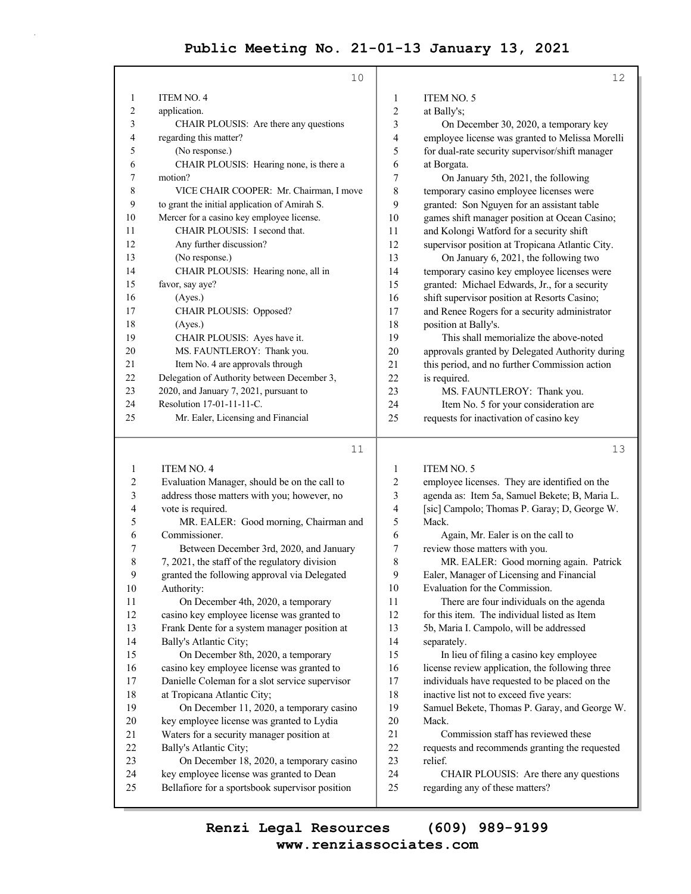ITEM NO. 4

application.

CHAIR PLOUSIS: Are there any questions regarding this matter?

(No response.)

CHAIR PLOUSIS: Hearing none, is there a motion?

VICE CHAIR COOPER: Mr. Chairman, I move to grant the initial application of Amirah S. Mercer for a casino key employee license.

CHAIR PLOUSIS: I second that.

Any further discussion?

(No response.)

CHAIR PLOUSIS: Hearing none, all in favor, say aye?

(Ayes.)

CHAIR PLOUSIS: Opposed?

(Ayes.)

CHAIR PLOUSIS: Ayes have it.

MS. FAUNTLEROY: Thank you.

Item No. 4 are approvals through Delegation of Authority between December 3, 2020, and January 7, 2021, pursuant to Resolution 17-01-11-11-C.

Mr. Ealer, Licensing and Financial Evaluation Manager, should be on the call to address those matters with you; however, no vote is required.

MR. EALER: Good morning, Chairman and Commissioner.

Between December 3rd, 2020, and January 7, 2021, the staff of the regulatory division granted the following approval via Delegated Authority:

On December 4th, 2020, a temporary casino key employee license was granted to Frank Dente for a system manager position at Bally's Atlantic City;

On December 8th, 2020, a temporary casino key employee license was granted to Danielle Coleman for a slot service supervisor at Tropicana Atlantic City;

On December 11, 2020, a temporary casino key employee license was granted to Lydia Waters for a security manager position at Bally's Atlantic City;

On December 18, 2020, a temporary casino key employee license was granted to Dean Bellafiore for a sportsbook supervisor position at Bally's;

On December 30, 2020, a temporary key employee license was granted to Melissa Morelli for dual-rate security supervisor/shift manager at Borgata.

On January 5th, 2021, the following temporary casino employee licenses were granted: Son Nguyen for an assistant table games shift manager position at Ocean Casino; and Kolongi Watford for a security shift supervisor position at Tropicana Atlantic City.

On January 6, 2021, the following two temporary casino key employee licenses were granted: Michael Edwards, Jr., for a security shift supervisor position at Resorts Casino; and Renee Rogers for a security administrator position at Bally's.

This shall memorialize the above-noted approvals granted by Delegated Authority during this period, and no further Commission action is required.

MS. FAUNTLEROY: Thank you.

Item No. 5 for your consideration are requests for inactivation of casino key

ITEM NO. 5

employee licenses. They are identified on the agenda as: Item 5a, Samuel Bekete; B, Maria L. [sic] Campolo; Thomas P. Garay; D, George W. Mack.

Again, Mr. Ealer is on the call to review those matters with you.

MR. EALER: Good morning again. Patrick Ealer, Manager of Licensing and Financial Evaluation for the Commission.

There are four individuals on the agenda for this item. The individual listed as Item 5b, Maria I. Campolo, will be addressed separately.

In lieu of filing a casino key employee license review application, the following three individuals have requested to be placed on the inactive list not to exceed five years: Samuel Bekete, Thomas P. Garay, and George W. Mack.

Commission staff has reviewed these requests and recommends granting the requested relief.

CHAIR PLOUSIS: Are there any questions regarding any of these matters?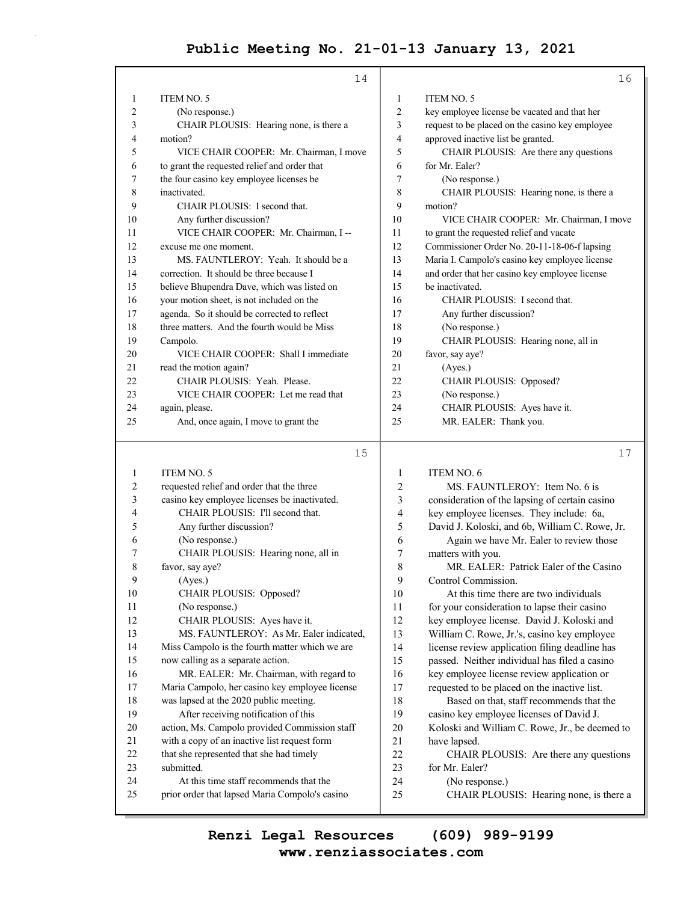ITEM NO. 5

(No response.)

CHAIR PLOUSIS: Hearing none, is there a motion?

VICE CHAIR COOPER: Mr. Chairman, I move to grant the requested relief and order that the four casino key employee licenses be inactivated.

CHAIR PLOUSIS: I second that.

Any further discussion?

VICE CHAIR COOPER: Mr. Chairman, I -- excuse me one moment.

MS. FAUNTLEROY: Yeah. It should be a correction. It should be three because I believe Bhupendra Dave, which was listed on your motion sheet, is not included on the agenda. So it should be corrected to reflect three matters. And the fourth would be Miss Campolo.

VICE CHAIR COOPER: Shall I immediate read the motion again?

CHAIR PLOUSIS: Yeah. Please.

VICE CHAIR COOPER: Let me read that again, please.

And, once again, I move to grant the requested relief and order that the three casino key employee licenses be inactivated.

CHAIR PLOUSIS: I'll second that.

Any further discussion?

(No response.)

CHAIR PLOUSIS: Hearing none, all in favor, say aye?

(Ayes.)

CHAIR PLOUSIS: Opposed?

(No response.)

CHAIR PLOUSIS: Ayes have it.

MS. FAUNTLEROY: As Mr. Ealer indicated, Miss Campolo is the fourth matter which we are now calling as a separate action.

MR. EALER: Mr. Chairman, with regard to Maria Campolo, her casino key employee license was lapsed at the 2020 public meeting.

After receiving notification of this action, Ms. Campolo provided Commission staff with a copy of an inactive list request form that she represented that she had timely submitted.

At this time staff recommends that the prior order that lapsed Maria Compolo's casino key employee license be vacated and that her request to be placed on the casino key employee approved inactive list be granted.

CHAIR PLOUSIS: Are there any questions for Mr. Ealer?

(No response.)

CHAIR PLOUSIS: Hearing none, is there a motion?

VICE CHAIR COOPER: Mr. Chairman, I move to grant the requested relief and vacate Commissioner Order No. 20-11-18-06-f lapsing Maria I. Campolo's casino key employee license and order that her casino key employee license be inactivated.

CHAIR PLOUSIS: I second that.

Any further discussion?

(No response.)

CHAIR PLOUSIS: Hearing none, all in favor, say aye?

(Ayes.)

CHAIR PLOUSIS: Opposed?

(No response.)

CHAIR PLOUSIS: Ayes have it.

MR. EALER: Thank you.

ITEM NO. 6

MS. FAUNTLEROY: Item No. 6 is consideration of the lapsing of certain casino key employee licenses. They include: 6a, David J. Koloski, and 6b, William C. Rowe, Jr.

Again we have Mr. Ealer to review those matters with you.

MR. EALER: Patrick Ealer of the Casino Control Commission.

At this time there are two individuals for your consideration to lapse their casino key employee license. David J. Koloski and William C. Rowe, Jr.'s, casino key employee license review application filing deadline has passed. Neither individual has filed a casino key employee license review application or requested to be placed on the inactive list.

Based on that, staff recommends that the casino key employee licenses of David J. Koloski and William C. Rowe, Jr., be deemed to have lapsed.

CHAIR PLOUSIS: Are there any questions for Mr. Ealer?

(No response.)

CHAIR PLOUSIS: Hearing none, is there a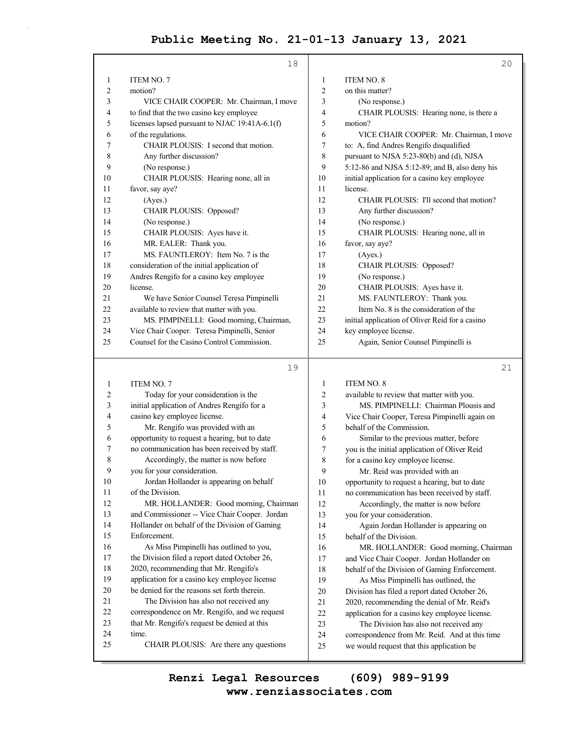**Page 18**

ITEM NO. 7

motion?

VICE CHAIR COOPER: Mr. Chairman, I move to find that the two casino key employee licenses lapsed pursuant to NJAC 19:41A-6.1(f) of the regulations.

CHAIR PLOUSIS: I second that motion. Any further discussion?

(No response.)

CHAIR PLOUSIS: Hearing none, all in favor, say aye?

(Ayes.)

CHAIR PLOUSIS: Opposed?

(No response.)

CHAIR PLOUSIS: Ayes have it.

MR. EALER: Thank you.

MS. FAUNTLEROY: Item No. 7 is the consideration of the initial application of Andres Rengifo for a casino key employee license.

We have Senior Counsel Teresa Pimpinelli available to review that matter with you.

MS. PIMPINELLI: Good morning, Chairman, Vice Chair Cooper. Teresa Pimpinelli, Senior Counsel for the Casino Control Commission.

**Page 19**

ITEM NO. 7

Today for your consideration is the initial application of Andres Rengifo for a casino key employee license.

Mr. Rengifo was provided with an opportunity to request a hearing, but to date no communication has been received by staff.

Accordingly, the matter is now before you for your consideration.

Jordan Hollander is appearing on behalf of the Division.

MR. HOLLANDER: Good morning, Chairman and Commissioner -- Vice Chair Cooper. Jordan Hollander on behalf of the Division of Gaming Enforcement.

As Miss Pimpinelli has outlined to you, the Division filed a report dated October 26, 2020, recommending that Mr. Rengifo's application for a casino key employee license be denied for the reasons set forth therein.

The Division has also not received any correspondence on Mr. Rengifo, and we request that Mr. Rengifo's request be denied at this time.

CHAIR PLOUSIS: Are there any questions

**Page 20**

ITEM NO. 8

on this matter?

(No response.)

CHAIR PLOUSIS: Hearing none, is there a motion?

VICE CHAIR COOPER: Mr. Chairman, I move to: A, find Andres Rengifo disqualified pursuant to NJSA 5:23-80(b) and (d), NJSA 5:12-86 and NJSA 5:12-89; and B, also deny his initial application for a casino key employee license.

CHAIR PLOUSIS: I'll second that motion? Any further discussion?

(No response.)

CHAIR PLOUSIS: Hearing none, all in favor, say aye?

(Ayes.)

CHAIR PLOUSIS: Opposed?

(No response.)

CHAIR PLOUSIS: Ayes have it.

MS. FAUNTLEROY: Thank you.

Item No. 8 is the consideration of the initial application of Oliver Reid for a casino key employee license.

Again, Senior Counsel Pimpinelli is

**Page 21**

ITEM NO. 8

available to review that matter with you.

MS. PIMPINELLI: Chairman Plousis and Vice Chair Cooper, Teresa Pimpinelli again on behalf of the Commission.

Similar to the previous matter, before you is the initial application of Oliver Reid for a casino key employee license.

Mr. Reid was provided with an opportunity to request a hearing, but to date no communication has been received by staff.

Accordingly, the matter is now before you for your consideration.

Again Jordan Hollander is appearing on behalf of the Division.

MR. HOLLANDER: Good morning, Chairman and Vice Chair Cooper. Jordan Hollander on behalf of the Division of Gaming Enforcement.

As Miss Pimpinelli has outlined, the Division has filed a report dated October 26, 2020, recommending the denial of Mr. Reid's application for a casino key employee license.

The Division has also not received any correspondence from Mr. Reid. And at this time we would request that this application be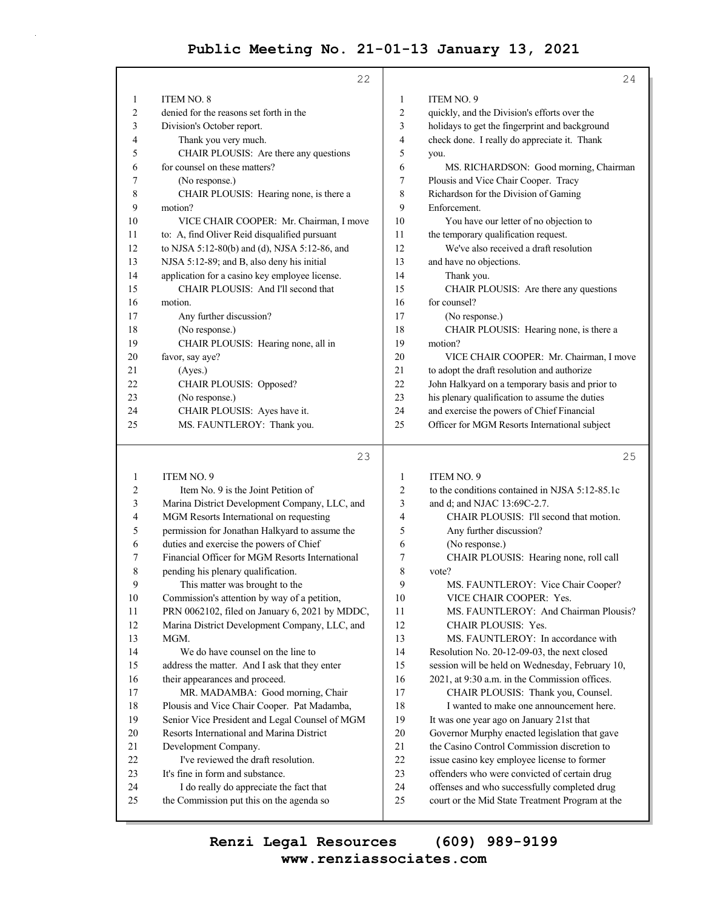ITEM NO. 8

denied for the reasons set forth in the Division's October report.

Thank you very much.

CHAIR PLOUSIS: Are there any questions for counsel on these matters?

(No response.)

CHAIR PLOUSIS: Hearing none, is there a motion?

VICE CHAIR COOPER: Mr. Chairman, I move to: A, find Oliver Reid disqualified pursuant to NJSA 5:12-80(b) and (d), NJSA 5:12-86, and NJSA 5:12-89; and B, also deny his initial application for a casino key employee license.

CHAIR PLOUSIS: And I'll second that motion.

Any further discussion?

(No response.)

CHAIR PLOUSIS: Hearing none, all in favor, say aye?

(Ayes.)

CHAIR PLOUSIS: Opposed?

(No response.)

CHAIR PLOUSIS: Ayes have it.

MS. FAUNTLEROY: Thank you.

ITEM NO. 9

Item No. 9 is the Joint Petition of Marina District Development Company, LLC, and MGM Resorts International on requesting permission for Jonathan Halkyard to assume the duties and exercise the powers of Chief Financial Officer for MGM Resorts International pending his plenary qualification.

This matter was brought to the Commission's attention by way of a petition, PRN 0062102, filed on January 6, 2021 by MDDC, Marina District Development Company, LLC, and MGM.

We do have counsel on the line to address the matter. And I ask that they enter their appearances and proceed.

MR. MADAMBA: Good morning, Chair Plousis and Vice Chair Cooper. Pat Madamba, Senior Vice President and Legal Counsel of MGM Resorts International and Marina District Development Company.

I've reviewed the draft resolution. It's fine in form and substance.

I do really do appreciate the fact that the Commission put this on the agenda so quickly, and the Division's efforts over the holidays to get the fingerprint and background check done. I really do appreciate it. Thank you.

MS. RICHARDSON: Good morning, Chairman Plousis and Vice Chair Cooper. Tracy Richardson for the Division of Gaming Enforcement.

You have our letter of no objection to the temporary qualification request.

We've also received a draft resolution and have no objections.

Thank you.

CHAIR PLOUSIS: Are there any questions for counsel?

(No response.)

CHAIR PLOUSIS: Hearing none, is there a motion?

VICE CHAIR COOPER: Mr. Chairman, I move to adopt the draft resolution and authorize John Halkyard on a temporary basis and prior to his plenary qualification to assume the duties and exercise the powers of Chief Financial Officer for MGM Resorts International subject to the conditions contained in NJSA 5:12-85.1c and d; and NJAC 13:69C-2.7.

CHAIR PLOUSIS: I'll second that motion.

Any further discussion?

(No response.)

CHAIR PLOUSIS: Hearing none, roll call vote?

MS. FAUNTLEROY: Vice Chair Cooper?

VICE CHAIR COOPER: Yes.

MS. FAUNTLEROY: And Chairman Plousis?

CHAIR PLOUSIS: Yes.

MS. FAUNTLEROY: In accordance with Resolution No. 20-12-09-03, the next closed session will be held on Wednesday, February 10, 2021, at 9:30 a.m. in the Commission offices.

CHAIR PLOUSIS: Thank you, Counsel.

I wanted to make one announcement here. It was one year ago on January 21st that Governor Murphy enacted legislation that gave the Casino Control Commission discretion to issue casino key employee license to former offenders who were convicted of certain drug offenses and who successfully completed drug court or the Mid State Treatment Program at the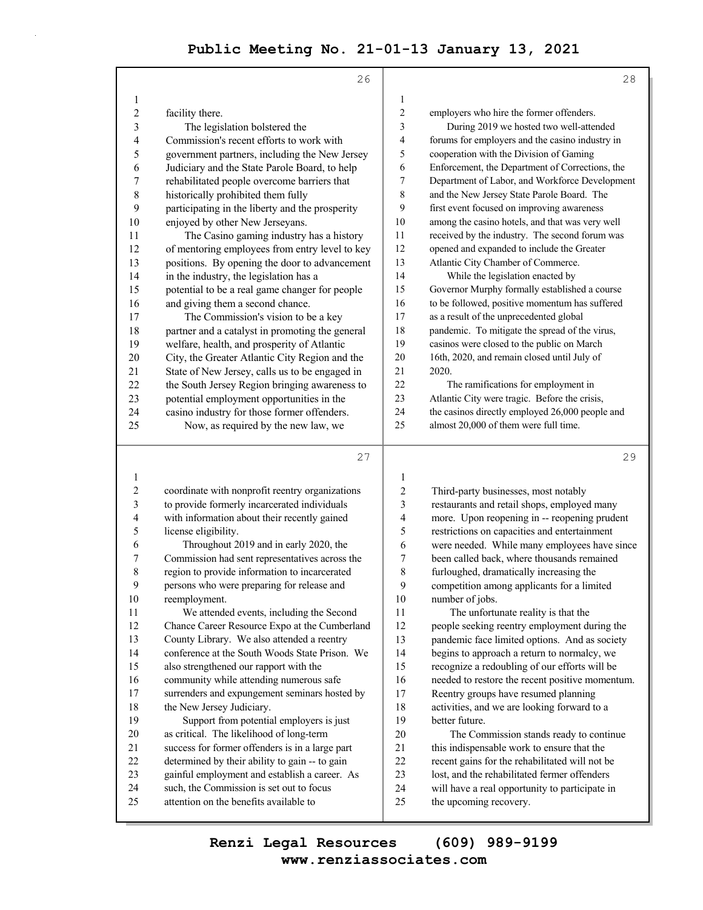facility there.

The legislation bolstered the Commission's recent efforts to work with government partners, including the New Jersey Judiciary and the State Parole Board, to help rehabilitated people overcome barriers that historically prohibited them fully participating in the liberty and the prosperity enjoyed by other New Jerseyans.

The Casino gaming industry has a history of mentoring employees from entry level to key positions. By opening the door to advancement in the industry, the legislation has a potential to be a real game changer for people and giving them a second chance.

The Commission's vision to be a key partner and a catalyst in promoting the general welfare, health, and prosperity of Atlantic City, the Greater Atlantic City Region and the State of New Jersey, calls us to be engaged in the South Jersey Region bringing awareness to potential employment opportunities in the casino industry for those former offenders.

Now, as required by the new law, we coordinate with nonprofit reentry organizations to provide formerly incarcerated individuals with information about their recently gained license eligibility.

Throughout 2019 and in early 2020, the Commission had sent representatives across the region to provide information to incarcerated persons who were preparing for release and reemployment.

We attended events, including the Second Chance Career Resource Expo at the Cumberland County Library. We also attended a reentry conference at the South Woods State Prison. We also strengthened our rapport with the community while attending numerous safe surrenders and expungement seminars hosted by the New Jersey Judiciary.

Support from potential employers is just as critical. The likelihood of long-term success for former offenders is in a large part determined by their ability to gain -- to gain gainful employment and establish a career. As such, the Commission is set out to focus attention on the benefits available to employers who hire the former offenders.

During 2019 we hosted two well-attended forums for employers and the casino industry in cooperation with the Division of Gaming Enforcement, the Department of Corrections, the Department of Labor, and Workforce Development and the New Jersey State Parole Board. The first event focused on improving awareness among the casino hotels, and that was very well received by the industry. The second forum was opened and expanded to include the Greater Atlantic City Chamber of Commerce.

While the legislation enacted by Governor Murphy formally established a course to be followed, positive momentum has suffered as a result of the unprecedented global pandemic. To mitigate the spread of the virus, casinos were closed to the public on March 16th, 2020, and remain closed until July of 2020.

The ramifications for employment in Atlantic City were tragic. Before the crisis, the casinos directly employed 26,000 people and almost 20,000 of them were full time. Third-party businesses, most notably restaurants and retail shops, employed many more. Upon reopening in -- reopening prudent restrictions on capacities and entertainment were needed. While many employees have since been called back, where thousands remained furloughed, dramatically increasing the competition among applicants for a limited number of jobs.

The unfortunate reality is that the people seeking reentry employment during the pandemic face limited options. And as society begins to approach a return to normalcy, we recognize a redoubling of our efforts will be needed to restore the recent positive momentum. Reentry groups have resumed planning activities, and we are looking forward to a better future.

The Commission stands ready to continue this indispensable work to ensure that the recent gains for the rehabilitated will not be lost, and the rehabilitated fermer offenders will have a real opportunity to participate in the upcoming recovery.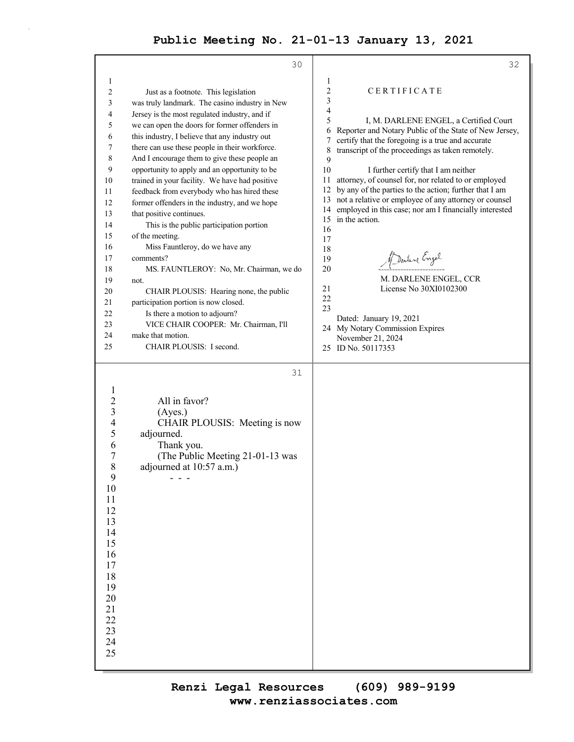Just as a footnote. This legislation was truly landmark. The casino industry in New Jersey is the most regulated industry, and if we can open the doors for former offenders in this industry, I believe that any industry out there can use these people in their workforce. And I encourage them to give these people an opportunity to apply and an opportunity to be trained in your facility. We have had positive feedback from everybody who has hired these former offenders in the industry, and we hope that positive continues.

This is the public participation portion of the meeting.

Miss Fauntleroy, do we have any comments?

MS. FAUNTLEROY: No, Mr. Chairman, we do not.

CHAIR PLOUSIS: Hearing none, the public participation portion is now closed.

Is there a motion to adjourn?

VICE CHAIR COOPER: Mr. Chairman, I'll make that motion.

CHAIR PLOUSIS: I second.

All in favor?

(Ayes.)

CHAIR PLOUSIS: Meeting is now adjourned.

Thank you.

(The Public Meeting 21-01-13 was adjourned at 10:57 a.m.)

\- - -

C E R T I F I C A T E

I, M. DARLENE ENGEL, a Certified Court Reporter and Notary Public of the State of New Jersey, certify that the foregoing is a true and accurate transcript of the proceedings as taken remotely.

I further certify that I am neither attorney, of counsel for, nor related to or employed by any of the parties to the action; further that I am not a relative or employee of any attorney or counsel employed in this case; nor am I financially interested in the action.

M. Darlene Engel

M. DARLENE ENGEL, CCR
License No 30XI0102300

Dated: January 19, 2021
My Notary Commission Expires November 21, 2024
ID No. 50117353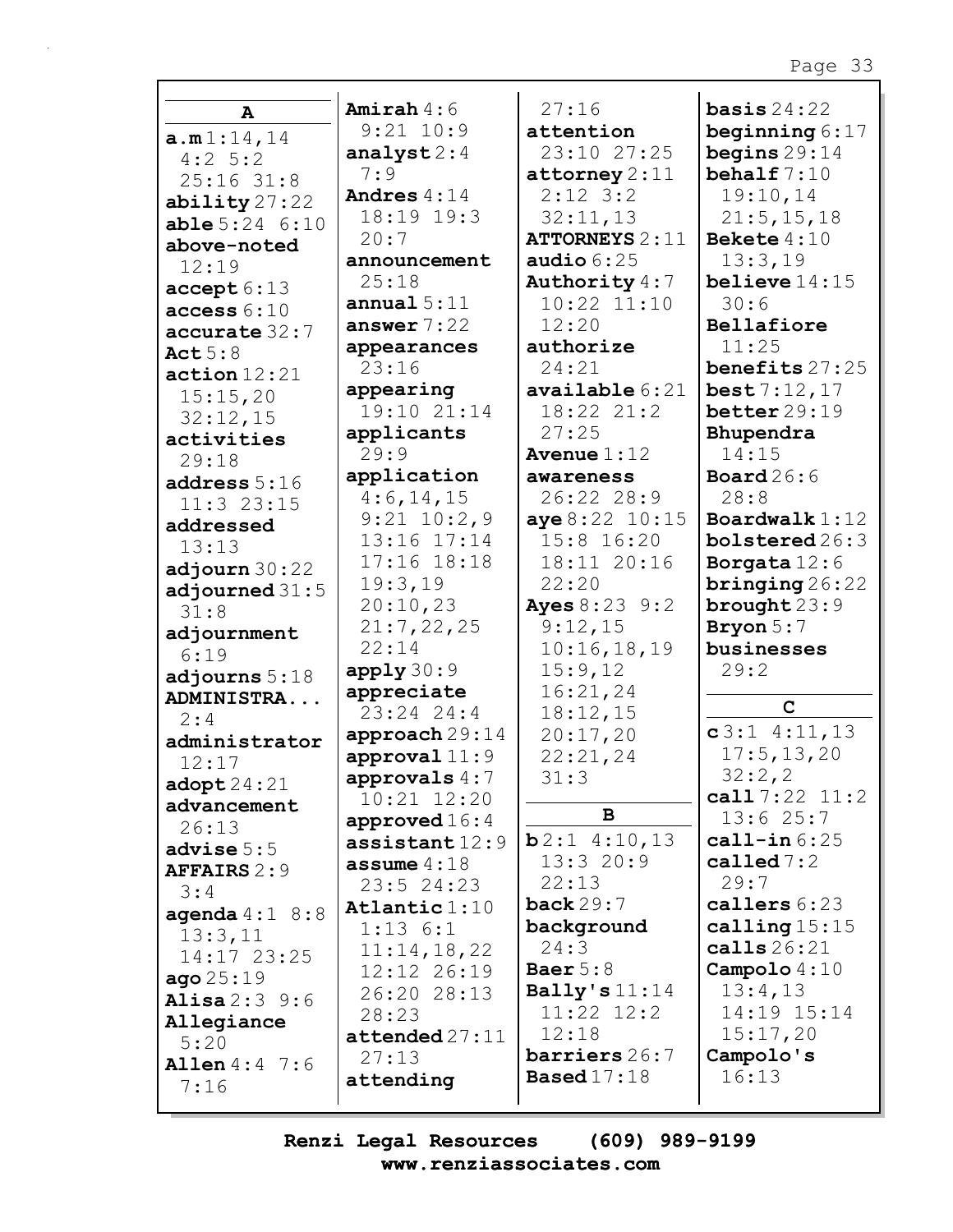## A

**a.m** 1:14,14 4:2 5:2 25:16 31:8
**ability** 27:22
**able** 5:24 6:10
**above-noted** 12:19
**accept** 6:13
**access** 6:10
**accurate** 32:7
**Act** 5:8
**action** 12:21 15:15,20 32:12,15
**activities** 29:18
**address** 5:16 11:3 23:15
**addressed** 13:13
**adjourn** 30:22
**adjourned** 31:5 31:8
**adjournment** 6:19
**adjourns** 5:18
**ADMINISTRA...** 2:4
**administrator** 12:17
**adopt** 24:21
**advancement** 26:13
**advise** 5:5
**AFFAIRS** 2:9 3:4
**agenda** 4:1 8:8 13:3,11 14:17 23:25
**ago** 25:19
**Alisa** 2:3 9:6
**Allegiance** 5:20
**Allen** 4:4 7:6 7:16
**Amirah** 4:6 9:21 10:9
**analyst** 2:4 7:9
**Andres** 4:14 18:19 19:3 20:7
**announcement** 25:18
**annual** 5:11
**answer** 7:22
**appearances** 23:16
**appearing** 19:10 21:14
**applicants** 29:9
**application** 4:6,14,15 9:21 10:2,9 13:16 17:14 17:16 18:18 19:3,19 20:10,23 21:7,22,25 22:14
**apply** 30:9
**appreciate** 23:24 24:4
**approach** 29:14
**approval** 11:9
**approvals** 4:7 10:21 12:20
**approved** 16:4
**assistant** 12:9
**assume** 4:18 23:5 24:23
**Atlantic** 1:10 1:13 6:1 11:14,18,22 12:12 26:19 26:20 28:13 28:23
**attended** 27:11 27:13
**attending** 27:16
**attention** 23:10 27:25
**attorney** 2:11 2:12 3:2 32:11,13
**ATTORNEYS** 2:11
**audio** 6:25
**Authority** 4:7 10:22 11:10 12:20
**authorize** 24:21
**available** 6:21 18:22 21:2 27:25
**Avenue** 1:12
**awareness** 26:22 28:9
**aye** 8:22 10:15 15:8 16:20 18:11 20:16 22:20
**Ayes** 8:23 9:2 9:12,15 10:16,18,19 15:9,12 16:21,24 18:12,15 20:17,20 22:21,24 31:3

## B

**b** 2:1 4:10,13 13:3 20:9 22:13
**back** 29:7
**background** 24:3
**Baer** 5:8
**Bally's** 11:14 11:22 12:2 12:18
**barriers** 26:7
**Based** 17:18
**basis** 24:22
**beginning** 6:17
**begins** 29:14
**behalf** 7:10 19:10,14 21:5,15,18
**Bekete** 4:10 13:3,19
**believe** 14:15 30:6
**Bellafiore** 11:25
**benefits** 27:25
**best** 7:12,17
**better** 29:19
**Bhupendra** 14:15
**Board** 26:6 28:8
**Boardwalk** 1:12
**bolstered** 26:3
**Borgata** 12:6
**bringing** 26:22
**brought** 23:9
**Bryon** 5:7
**businesses** 29:2

## C

**c** 3:1 4:11,13 17:5,13,20 32:2,2
**call** 7:22 11:2 13:6 25:7
**call-in** 6:25
**called** 7:2 29:7
**callers** 6:23
**calling** 15:15
**calls** 26:21
**Campolo** 4:10 13:4,13 14:19 15:14 15:17,20
**Campolo's** 16:13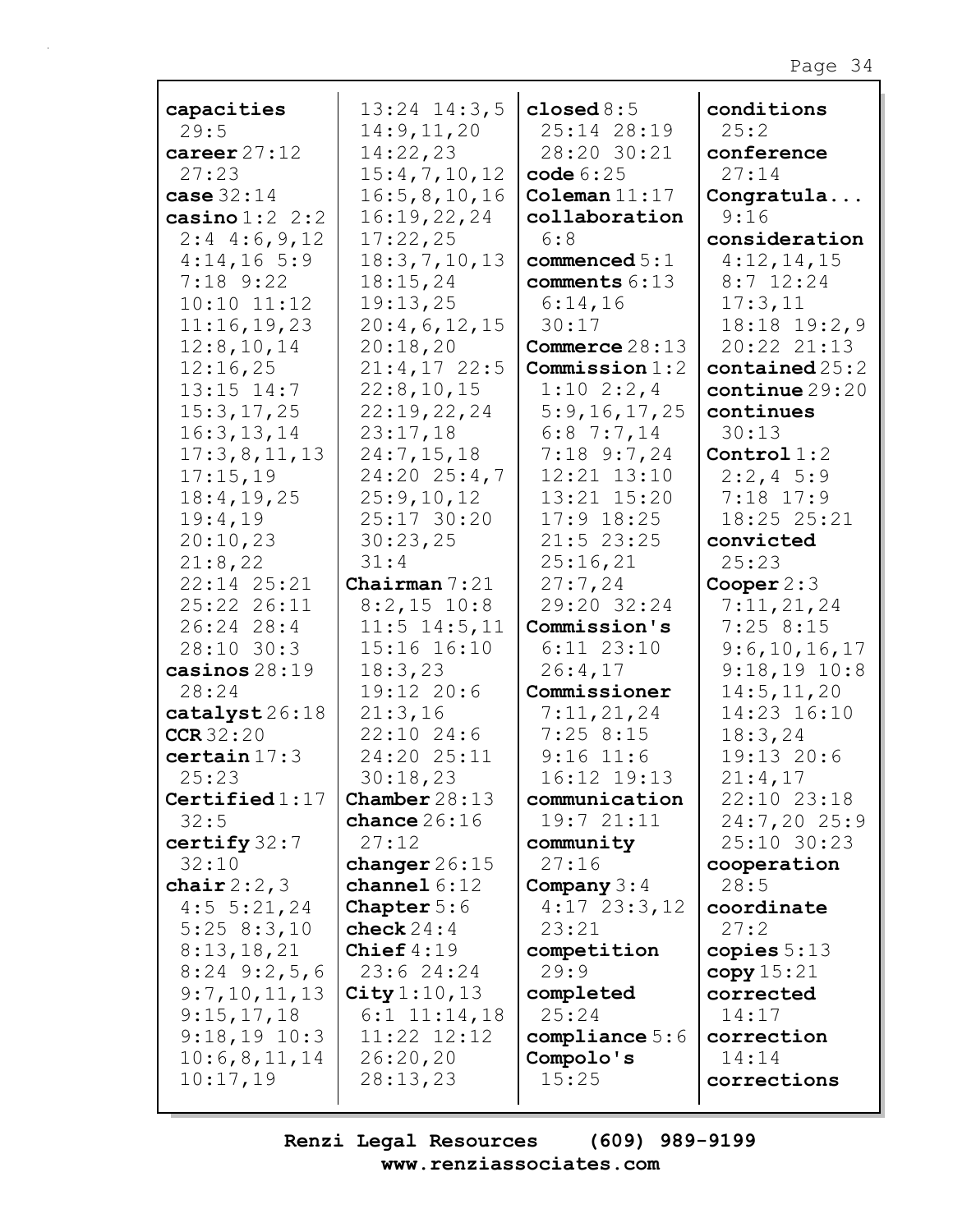**capacities** 29:5
**career** 27:12 27:23
**case** 32:14
**casino** 1:2 2:2 2:4 4:6,9,12 4:14,16 5:9 7:18 9:22 10:10 11:12 11:16,19,23 12:8,10,14 12:16,25 13:15 14:7 15:3,17,25 16:3,13,14 17:3,8,11,13 17:15,19 18:4,19,25 19:4,19 20:10,23 21:8,22 22:14 25:21 25:22 26:11 26:24 28:4 28:10 30:3
**casinos** 28:19 28:24
**catalyst** 26:18
**CCR** 32:20
**certain** 17:3 25:23
**Certified** 1:17 32:5
**certify** 32:7 32:10
**chair** 2:2,3 4:5 5:21,24 5:25 8:3,10 8:13,18,21 8:24 9:2,5,6 9:7,10,11,13 9:15,17,18 9:18,19 10:3 10:6,8,11,14 10:17,19 13:24 14:3,5 14:9,11,20 14:22,23 15:4,7,10,12 16:5,8,10,16 16:19,22,24 17:22,25 18:3,7,10,13 18:15,24 19:13,25 20:4,6,12,15 20:18,20 21:4,17 22:5 22:8,10,15 22:19,22,24 23:17,18 24:7,15,18 24:20 25:4,7 25:9,10,12 25:17 30:20 30:23,25 31:4
**Chairman** 7:21 8:2,15 10:8 11:5 14:5,11 15:16 16:10 18:3,23 19:12 20:6 21:3,16 22:10 24:6 24:20 25:11 30:18,23
**Chamber** 28:13
**chance** 26:16 27:12
**changer** 26:15
**channel** 6:12
**Chapter** 5:6
**check** 24:4
**Chief** 4:19 23:6 24:24
**City** 1:10,13 6:1 11:14,18 11:22 12:12 26:20,20 28:13,23
**closed** 8:5 25:14 28:19 28:20 30:21
**code** 6:25
**Coleman** 11:17
**collaboration** 6:8
**commenced** 5:1
**comments** 6:13 6:14,16 30:17
**Commerce** 28:13
**Commission** 1:2 1:10 2:2,4 5:9,16,17,25 6:8 7:7,14 7:18 9:7,24 12:21 13:10 13:21 15:20 17:9 18:25 21:5 23:25 25:16,21 27:7,24 29:20 32:24
**Commission's** 6:11 23:10 26:4,17
**Commissioner** 7:11,21,24 7:25 8:15 9:16 11:6 16:12 19:13
**communication** 19:7 21:11
**community** 27:16
**Company** 3:4 4:17 23:3,12 23:21
**competition** 29:9
**completed** 25:24
**compliance** 5:6
**Compolo's** 15:25
**conditions** 25:2
**conference** 27:14
**Congratula...** 9:16
**consideration** 4:12,14,15 8:7 12:24 17:3,11 18:18 19:2,9 20:22 21:13
**contained** 25:2
**continue** 29:20
**continues** 30:13
**Control** 1:2 2:2,4 5:9 7:18 17:9 18:25 25:21
**convicted** 25:23
**Cooper** 2:3 7:11,21,24 7:25 8:15 9:6,10,16,17 9:18,19 10:8 14:5,11,20 14:23 16:10 18:3,24 19:13 20:6 21:4,17 22:10 23:18 24:7,20 25:9 25:10 30:23
**cooperation** 28:5
**coordinate** 27:2
**copies** 5:13
**copy** 15:21
**corrected** 14:17
**correction** 14:14
**corrections**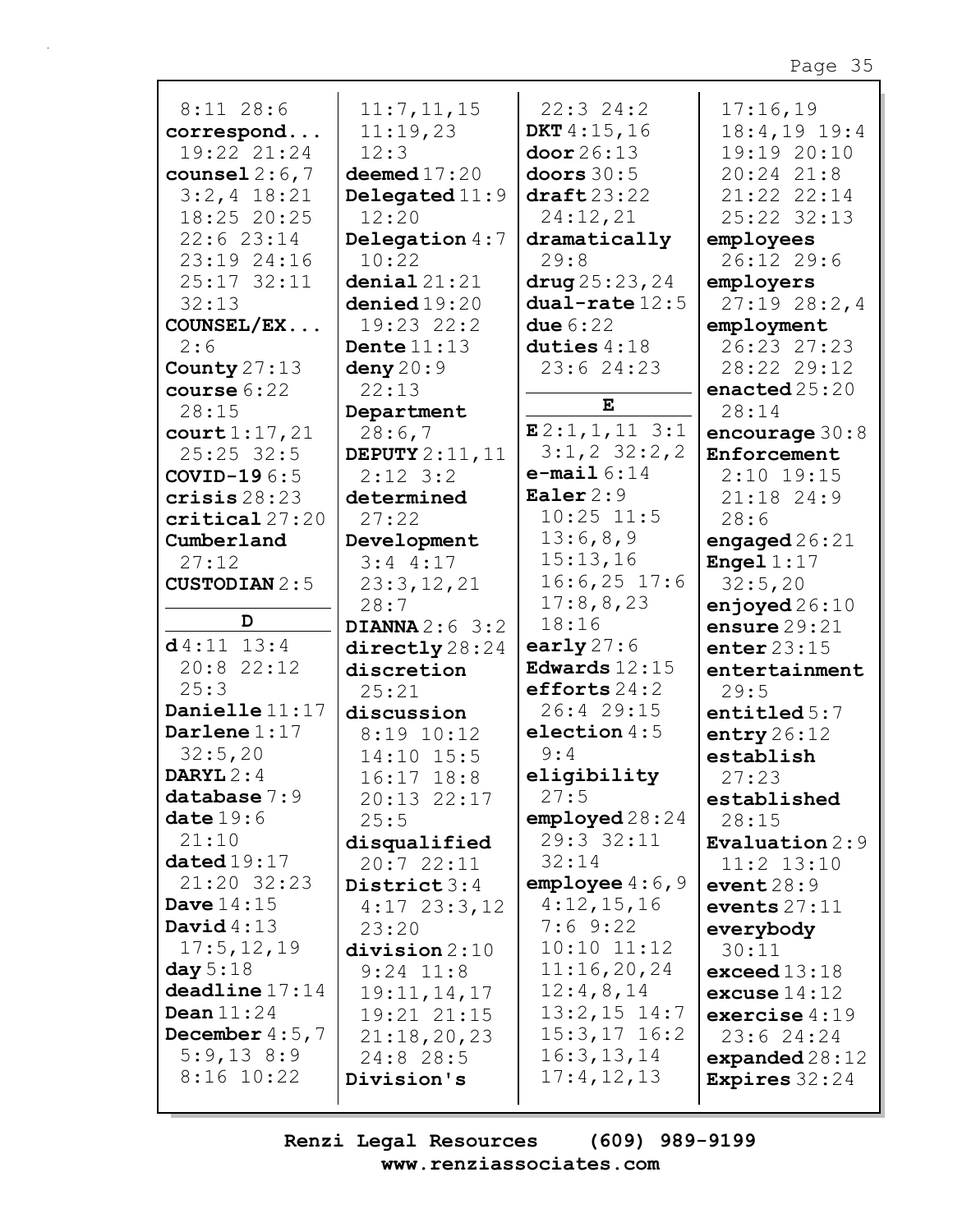8:11 28:6
**correspond...** 19:22 21:24
**counsel** 2:6,7 3:2,4 18:21 18:25 20:25 22:6 23:14 23:19 24:16 25:17 32:11 32:13
**COUNSEL/EX...** 2:6
**County** 27:13
**course** 6:22 28:15
**court** 1:17,21 25:25 32:5
**COVID-19** 6:5
**crisis** 28:23
**critical** 27:20
**Cumberland** 27:12
**CUSTODIAN** 2:5

**D**

**d** 4:11 13:4 20:8 22:12 25:3
**Danielle** 11:17
**Darlene** 1:17 32:5,20
**DARYL** 2:4
**database** 7:9
**date** 19:6 21:10
**dated** 19:17 21:20 32:23
**Dave** 14:15
**David** 4:13 17:5,12,19
**day** 5:18
**deadline** 17:14
**Dean** 11:24
**December** 4:5,7 5:9,13 8:9 8:16 10:22

11:7,11,15 11:19,23 12:3
**deemed** 17:20
**Delegated** 11:9 12:20
**Delegation** 4:7 10:22
**denial** 21:21
**denied** 19:20 19:23 22:2
**Dente** 11:13
**deny** 20:9 22:13
**Department** 28:6,7
**DEPUTY** 2:11,11 2:12 3:2
**determined** 27:22
**Development** 3:4 4:17 23:3,12,21 28:7
**DIANNA** 2:6 3:2
**directly** 28:24
**discretion** 25:21
**discussion** 8:19 10:12 14:10 15:5 16:17 18:8 20:13 22:17 25:5
**disqualified** 20:7 22:11
**District** 3:4 4:17 23:3,12 23:20
**division** 2:10 9:24 11:8 19:11,14,17 19:21 21:15 21:18,20,23 24:8 28:5
**Division's**

22:3 24:2
**DKT** 4:15,16
**door** 26:13
**doors** 30:5
**draft** 23:22 24:12,21
**dramatically** 29:8
**drug** 25:23,24
**dual-rate** 12:5
**due** 6:22
**duties** 4:18 23:6 24:23

**E**

**E** 2:1,1,11 3:1 3:1,2 32:2,2
**e-mail** 6:14
**Ealer** 2:9 10:25 11:5 13:6,8,9 15:13,16 16:6,25 17:6 17:8,8,23 18:16
**early** 27:6
**Edwards** 12:15
**efforts** 24:2 26:4 29:15
**election** 4:5 9:4
**eligibility** 27:5
**employed** 28:24 29:3 32:11 32:14
**employee** 4:6,9 4:12,15,16 7:6 9:22 10:10 11:12 11:16,20,24 12:4,8,14 13:2,15 14:7 15:3,17 16:2 16:3,13,14 17:4,12,13

17:16,19 18:4,19 19:4 19:19 20:10 20:24 21:8 21:22 22:14 25:22 32:13
**employees** 26:12 29:6
**employers** 27:19 28:2,4
**employment** 26:23 27:23 28:22 29:12
**enacted** 25:20 28:14
**encourage** 30:8
**Enforcement** 2:10 19:15 21:18 24:9 28:6
**engaged** 26:21
**Engel** 1:17 32:5,20
**enjoyed** 26:10
**ensure** 29:21
**enter** 23:15
**entertainment** 29:5
**entitled** 5:7
**entry** 26:12
**establish** 27:23
**established** 28:15
**Evaluation** 2:9 11:2 13:10
**event** 28:9
**events** 27:11
**everybody** 30:11
**exceed** 13:18
**excuse** 14:12
**exercise** 4:19 23:6 24:24
**expanded** 28:12
**Expires** 32:24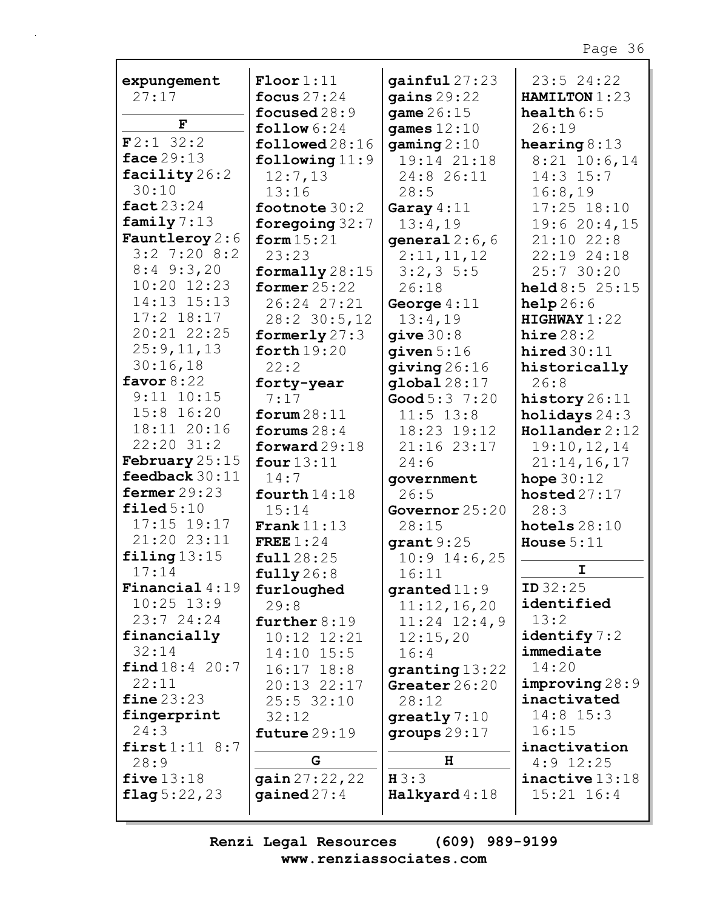**expungement** 27:17

**F**

**F** 2:1 32:2
**face** 29:13
**facility** 26:2 30:10
**fact** 23:24
**family** 7:13
**Fauntleroy** 2:6 3:2 7:20 8:2 8:4 9:3,20 10:20 12:23 14:13 15:13 17:2 18:17 20:21 22:25 25:9,11,13 30:16,18
**favor** 8:22 9:11 10:15 15:8 16:20 18:11 20:16 22:20 31:2
**February** 25:15
**feedback** 30:11
**fermer** 29:23
**filed** 5:10 17:15 19:17 21:20 23:11
**filing** 13:15 17:14
**Financial** 4:19 10:25 13:9 23:7 24:24
**financially** 32:14
**find** 18:4 20:7 22:11
**fine** 23:23
**fingerprint** 24:3
**first** 1:11 8:7 28:9
**five** 13:18
**flag** 5:22,23
**Floor** 1:11
**focus** 27:24
**focused** 28:9
**follow** 6:24
**followed** 28:16
**following** 11:9 12:7,13 13:16
**footnote** 30:2
**foregoing** 32:7
**form** 15:21 23:23
**formally** 28:15
**former** 25:22 26:24 27:21 28:2 30:5,12
**formerly** 27:3
**forth** 19:20 22:2
**forty-year** 7:17
**forum** 28:11
**forums** 28:4
**forward** 29:18
**four** 13:11 14:7
**fourth** 14:18 15:14
**Frank** 11:13
**FREE** 1:24
**full** 28:25
**fully** 26:8
**furloughed** 29:8
**further** 8:19 10:12 12:21 14:10 15:5 16:17 18:8 20:13 22:17 25:5 32:10 32:12
**future** 29:19

**G**

**gain** 27:22,22
**gained** 27:4
**gainful** 27:23
**gains** 29:22
**game** 26:15
**games** 12:10
**gaming** 2:10 19:14 21:18 24:8 26:11 28:5
**Garay** 4:11 13:4,19
**general** 2:6,6 2:11,11,12 3:2,3 5:5 26:18
**George** 4:11 13:4,19
**give** 30:8
**given** 5:16
**giving** 26:16
**global** 28:17
**Good** 5:3 7:20 11:5 13:8 18:23 19:12 21:16 23:17 24:6
**government** 26:5
**Governor** 25:20 28:15
**grant** 9:25 10:9 14:6,25 16:11
**granted** 11:9 11:12,16,20 11:24 12:4,9 12:15,20 16:4
**granting** 13:22
**Greater** 26:20 28:12
**greatly** 7:10
**groups** 29:17

**H**

**H** 3:3
**Halkyard** 4:18
23:5 24:22
**HAMILTON** 1:23
**health** 6:5 26:19
**hearing** 8:13 8:21 10:6,14 14:3 15:7 16:8,19 17:25 18:10 19:6 20:4,15 21:10 22:8 22:19 24:18 25:7 30:20
**held** 8:5 25:15
**help** 26:6
**HIGHWAY** 1:22
**hire** 28:2
**hired** 30:11
**historically** 26:8
**history** 26:11
**holidays** 24:3
**Hollander** 2:12 19:10,12,14 21:14,16,17
**hope** 30:12
**hosted** 27:17 28:3
**hotels** 28:10
**House** 5:11

**I**

**ID** 32:25
**identified** 13:2
**identify** 7:2
**immediate** 14:20
**improving** 28:9
**inactivated** 14:8 15:3 16:15
**inactivation** 4:9 12:25
**inactive** 13:18 15:21 16:4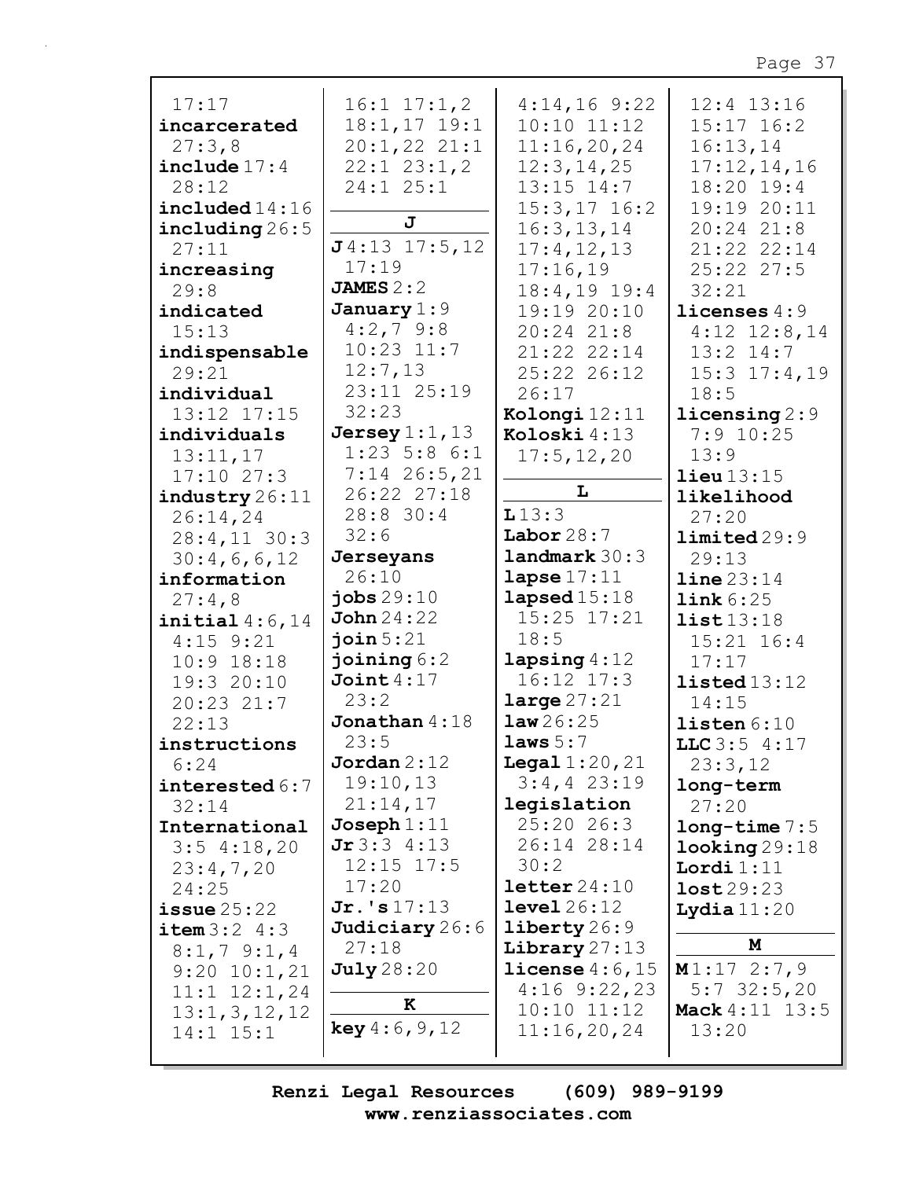17:17
**incarcerated** 27:3,8
**include** 17:4 28:12
**included** 14:16
**including** 26:5 27:11
**increasing** 29:8
**indicated** 15:13
**indispensable** 29:21
**individual** 13:12 17:15
**individuals** 13:11,17 17:10 27:3
**industry** 26:11 26:14,24 28:4,11 30:3 30:4,6,6,12
**information** 27:4,8
**initial** 4:6,14 4:15 9:21 10:9 18:18 19:3 20:10 20:23 21:7 22:13
**instructions** 6:24
**interested** 6:7 32:14
**International** 3:5 4:18,20 23:4,7,20 24:25
**issue** 25:22
**item** 3:2 4:3 8:1,7 9:1,4 9:20 10:1,21 11:1 12:1,24 13:1,3,12,12 14:1 15:1 16:1 17:1,2 18:1,17 19:1 20:1,22 21:1 22:1 23:1,2 24:1 25:1

**J**

**J** 4:13 17:5,12 17:19
**JAMES** 2:2
**January** 1:9 4:2,7 9:8 10:23 11:7 12:7,13 23:11 25:19 32:23
**Jersey** 1:1,13 1:23 5:8 6:1 7:14 26:5,21 26:22 27:18 28:8 30:4 32:6
**Jerseyans** 26:10
**jobs** 29:10
**John** 24:22
**join** 5:21
**joining** 6:2
**Joint** 4:17 23:2
**Jonathan** 4:18 23:5
**Jordan** 2:12 19:10,13 21:14,17
**Joseph** 1:11
**Jr** 3:3 4:13 12:15 17:5 17:20
**Jr.'s** 17:13
**Judiciary** 26:6 27:18
**July** 28:20

**K**

**key** 4:6,9,12 4:14,16 9:22 10:10 11:12 11:16,20,24 12:3,14,25 13:15 14:7 15:3,17 16:2 16:3,13,14 17:4,12,13 17:16,19 18:4,19 19:4 19:19 20:10 20:24 21:8 21:22 22:14 25:22 26:12 26:17
**Kolongi** 12:11
**Koloski** 4:13 17:5,12,20

**L**

**L** 13:3
**Labor** 28:7
**landmark** 30:3
**lapse** 17:11
**lapsed** 15:18 15:25 17:21 18:5
**lapsing** 4:12 16:12 17:3
**large** 27:21
**law** 26:25
**laws** 5:7
**Legal** 1:20,21 3:4,4 23:19
**legislation** 25:20 26:3 26:14 28:14 30:2
**letter** 24:10
**level** 26:12
**liberty** 26:9
**Library** 27:13
**license** 4:6,15 4:16 9:22,23 10:10 11:12 11:16,20,24 12:4 13:16 15:17 16:2 16:13,14 17:12,14,16 18:20 19:4 19:19 20:11 20:24 21:8 21:22 22:14 25:22 27:5 32:21
**licenses** 4:9 4:12 12:8,14 13:2 14:7 15:3 17:4,19 18:5
**licensing** 2:9 7:9 10:25 13:9
**lieu** 13:15
**likelihood** 27:20
**limited** 29:9 29:13
**line** 23:14
**link** 6:25
**list** 13:18 15:21 16:4 17:17
**listed** 13:12 14:15
**listen** 6:10
**LLC** 3:5 4:17 23:3,12
**long-term** 27:20
**long-time** 7:5
**looking** 29:18
**Lordi** 1:11
**lost** 29:23
**Lydia** 11:20

**M**

**M** 1:17 2:7,9 5:7 32:5,20
**Mack** 4:11 13:5 13:20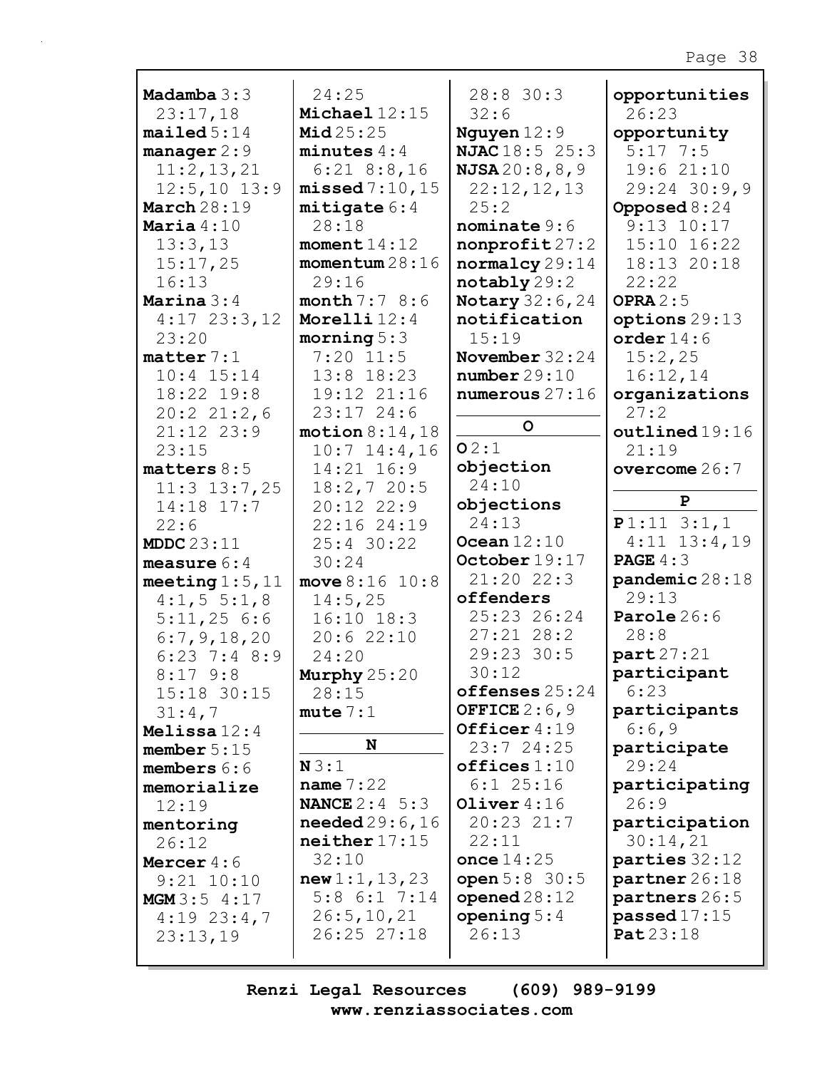**Madamba** 3:3 23:17,18
**mailed** 5:14
**manager** 2:9 11:2,13,21 12:5,10 13:9
**March** 28:19
**Maria** 4:10 13:3,13 15:17,25 16:13
**Marina** 3:4 4:17 23:3,12 23:20
**matter** 7:1 10:4 15:14 18:22 19:8 20:2 21:2,6 21:12 23:9 23:15
**matters** 8:5 11:3 13:7,25 14:18 17:7 22:6
**MDDC** 23:11
**measure** 6:4
**meeting** 1:5,11 4:1,5 5:1,8 5:11,25 6:6 6:7,9,18,20 6:23 7:4 8:9 8:17 9:8 15:18 30:15 31:4,7
**Melissa** 12:4
**member** 5:15
**members** 6:6
**memorialize** 12:19
**mentoring** 26:12
**Mercer** 4:6 9:21 10:10
**MGM** 3:5 4:17 4:19 23:4,7 23:13,19 24:25
**Michael** 12:15
**Mid** 25:25
**minutes** 4:4 6:21 8:8,16
**missed** 7:10,15
**mitigate** 6:4 28:18
**moment** 14:12
**momentum** 28:16 29:16
**month** 7:7 8:6
**Morelli** 12:4
**morning** 5:3 7:20 11:5 13:8 18:23 19:12 21:16 23:17 24:6
**motion** 8:14,18 10:7 14:4,16 14:21 16:9 18:2,7 20:5 20:12 22:9 22:16 24:19 25:4 30:22 30:24
**move** 8:16 10:8 14:5,25 16:10 18:3 20:6 22:10 24:20
**Murphy** 25:20 28:15
**mute** 7:1

**N**

**N** 3:1
**name** 7:22
**NANCE** 2:4 5:3
**needed** 29:6,16
**neither** 17:15 32:10
**new** 1:1,13,23 5:8 6:1 7:14 26:5,10,21 26:25 27:18 28:8 30:3 32:6
**Nguyen** 12:9
**NJAC** 18:5 25:3
**NJSA** 20:8,8,9 22:12,12,13 25:2
**nominate** 9:6
**nonprofit** 27:2
**normalcy** 29:14
**notably** 29:2
**Notary** 32:6,24
**notification** 15:19
**November** 32:24
**number** 29:10
**numerous** 27:16

**O**

**O** 2:1
**objection** 24:10
**objections** 24:13
**Ocean** 12:10
**October** 19:17 21:20 22:3
**offenders** 25:23 26:24 27:21 28:2 29:23 30:5 30:12
**offenses** 25:24
**OFFICE** 2:6,9
**Officer** 4:19 23:7 24:25
**offices** 1:10 6:1 25:16
**Oliver** 4:16 20:23 21:7 22:11
**once** 14:25
**open** 5:8 30:5
**opened** 28:12
**opening** 5:4 26:13
**opportunities** 26:23
**opportunity** 5:17 7:5 19:6 21:10 29:24 30:9,9
**Opposed** 8:24 9:13 10:17 15:10 16:22 18:13 20:18 22:22
**OPRA** 2:5
**options** 29:13
**order** 14:6 15:2,25 16:12,14
**organizations** 27:2
**outlined** 19:16 21:19
**overcome** 26:7

**P**

**P** 1:11 3:1,1 4:11 13:4,19
**PAGE** 4:3
**pandemic** 28:18 29:13
**Parole** 26:6 28:8
**part** 27:21
**participant** 6:23
**participants** 6:6,9
**participate** 29:24
**participating** 26:9
**participation** 30:14,21
**parties** 32:12
**partner** 26:18
**partners** 26:5
**passed** 17:15
**Pat** 23:18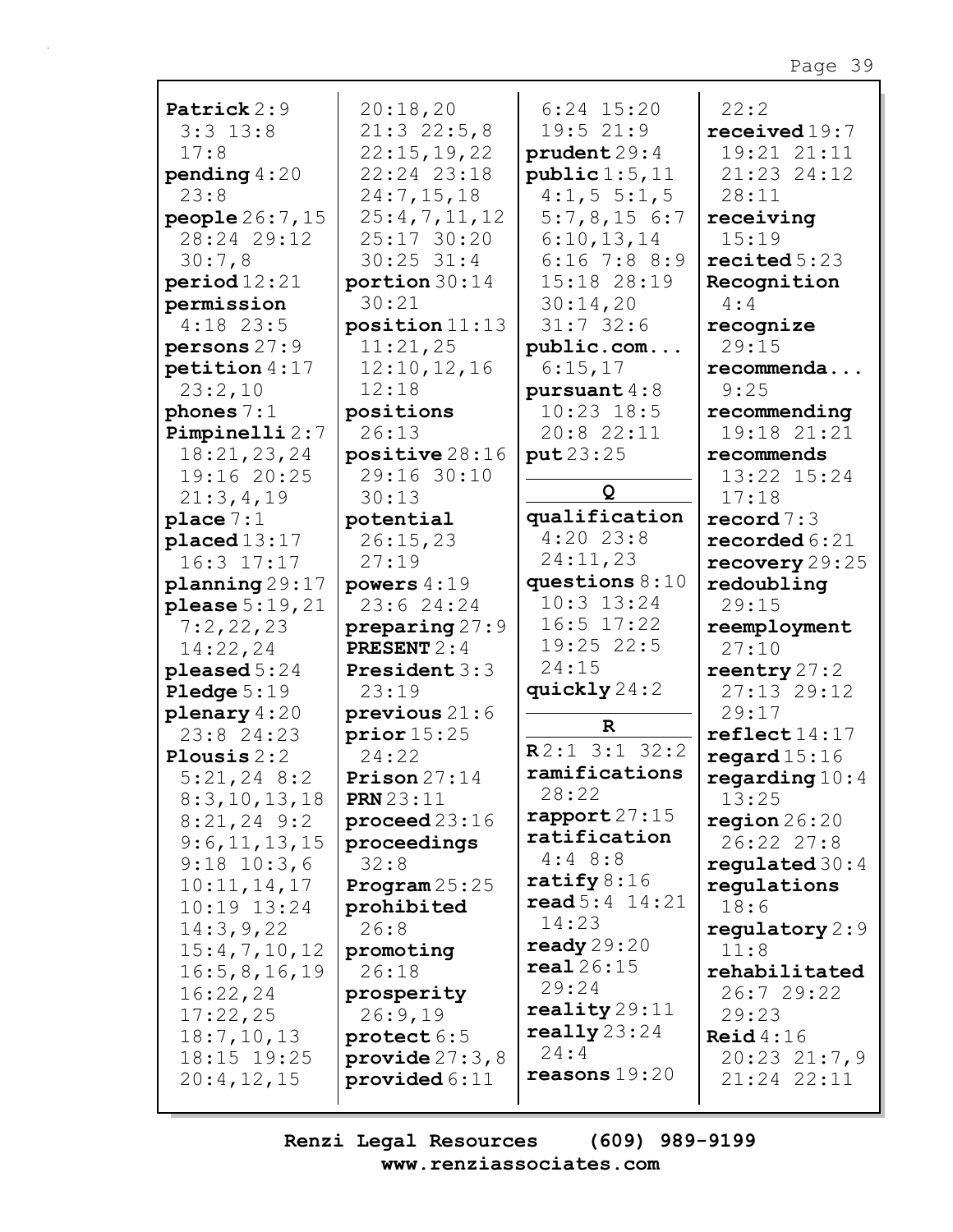**Patrick** 2:9 3:3 13:8 17:8
**pending** 4:20 23:8
**people** 26:7,15 28:24 29:12 30:7,8
**period** 12:21
**permission** 4:18 23:5
**persons** 27:9
**petition** 4:17 23:2,10
**phones** 7:1
**Pimpinelli** 2:7 18:21,23,24 19:16 20:25 21:3,4,19
**place** 7:1
**placed** 13:17 16:3 17:17
**planning** 29:17
**please** 5:19,21 7:2,22,23 14:22,24
**pleased** 5:24
**Pledge** 5:19
**plenary** 4:20 23:8 24:23
**Plousis** 2:2 5:21,24 8:2 8:3,10,13,18 8:21,24 9:2 9:6,11,13,15 9:18 10:3,6 10:11,14,17 10:19 13:24 14:3,9,22 15:4,7,10,12 16:5,8,16,19 16:22,24 17:22,25 18:7,10,13 18:15 19:25 20:4,12,15 20:18,20 21:3 22:5,8 22:15,19,22 22:24 23:18 24:7,15,18 25:4,7,11,12 25:17 30:20 30:25 31:4
**portion** 30:14 30:21
**position** 11:13 11:21,25 12:10,12,16 12:18
**positions** 26:13
**positive** 28:16 29:16 30:10 30:13
**potential** 26:15,23 27:19
**powers** 4:19 23:6 24:24
**preparing** 27:9
**PRESENT** 2:4
**President** 3:3 23:19
**previous** 21:6
**prior** 15:25 24:22
**Prison** 27:14
**PRN** 23:11
**proceed** 23:16
**proceedings** 32:8
**Program** 25:25
**prohibited** 26:8
**promoting** 26:18
**prosperity** 26:9,19
**protect** 6:5
**provide** 27:3,8
**provided** 6:11 6:24 15:20 19:5 21:9
**prudent** 29:4
**public** 1:5,11 4:1,5 5:1,5 5:7,8,15 6:7 6:10,13,14 6:16 7:8 8:9 15:18 28:19 30:14,20 31:7 32:6
**public.com...** 6:15,17
**pursuant** 4:8 10:23 18:5 20:8 22:11
**put** 23:25

**Q**

**qualification** 4:20 23:8 24:11,23
**questions** 8:10 10:3 13:24 16:5 17:22 19:25 22:5 24:15
**quickly** 24:2

**R**

**R** 2:1 3:1 32:2
**ramifications** 28:22
**rapport** 27:15
**ratification** 4:4 8:8
**ratify** 8:16
**read** 5:4 14:21 14:23
**ready** 29:20
**real** 26:15 29:24
**reality** 29:11
**really** 23:24 24:4
**reasons** 19:20 22:2
**received** 19:7 19:21 21:11 21:23 24:12 28:11
**receiving** 15:19
**recited** 5:23
**Recognition** 4:4
**recognize** 29:15
**recommenda...** 9:25
**recommending** 19:18 21:21
**recommends** 13:22 15:24 17:18
**record** 7:3
**recorded** 6:21
**recovery** 29:25
**redoubling** 29:15
**reemployment** 27:10
**reentry** 27:2 27:13 29:12 29:17
**reflect** 14:17
**regard** 15:16
**regarding** 10:4 13:25
**region** 26:20 26:22 27:8
**regulated** 30:4
**regulations** 18:6
**regulatory** 2:9 11:8
**rehabilitated** 26:7 29:22 29:23
**Reid** 4:16 20:23 21:7,9 21:24 22:11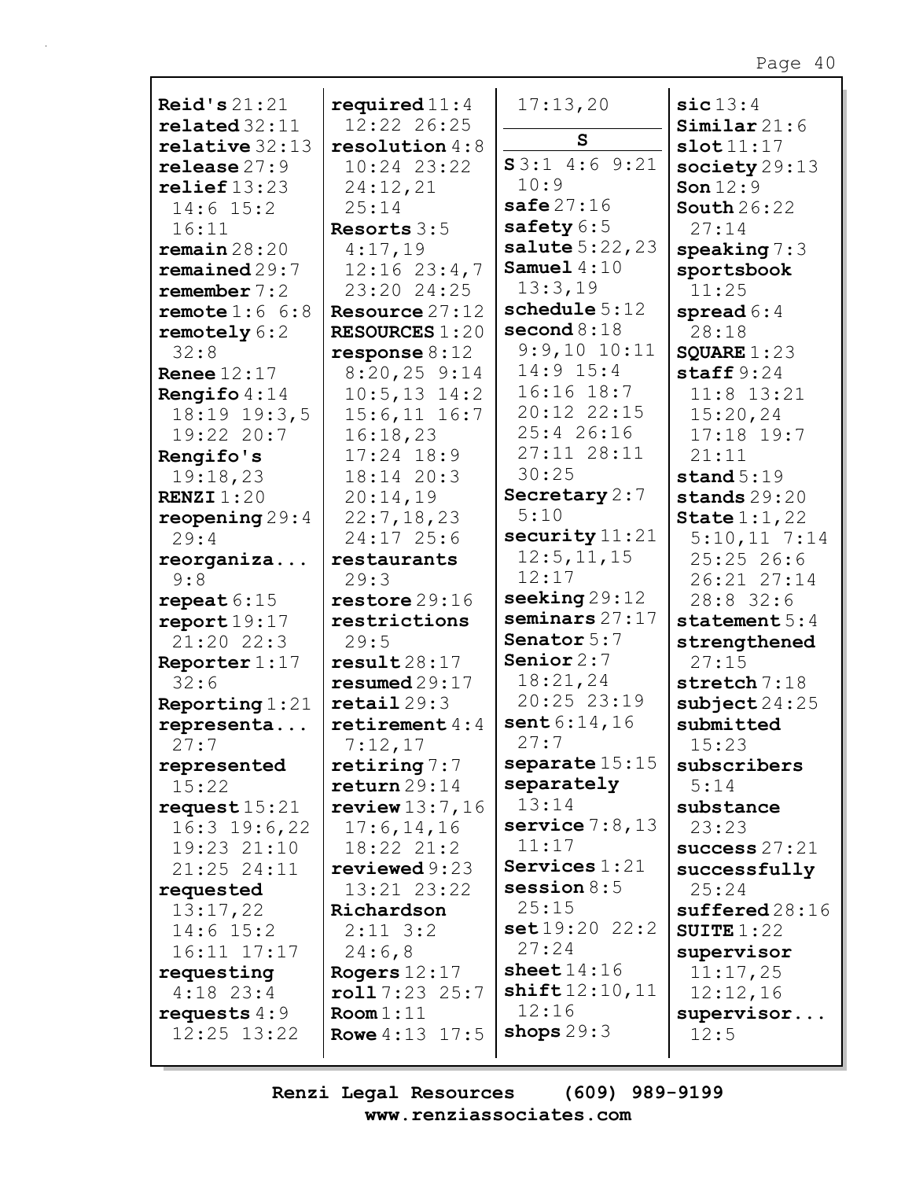**Reid's** 21:21
**related** 32:11
**relative** 32:13
**release** 27:9
**relief** 13:23 14:6 15:2 16:11
**remain** 28:20
**remained** 29:7
**remember** 7:2
**remote** 1:6 6:8
**remotely** 6:2 32:8
**Renee** 12:17
**Rengifo** 4:14 18:19 19:3,5 19:22 20:7
**Rengifo's** 19:18,23
**RENZI** 1:20
**reopening** 29:4 29:4
**reorganiza...** 9:8
**repeat** 6:15
**report** 19:17 21:20 22:3
**Reporter** 1:17 32:6
**Reporting** 1:21
**representa...** 27:7
**represented** 15:22
**request** 15:21 16:3 19:6,22 19:23 21:10 21:25 24:11
**requested** 13:17,22 14:6 15:2 16:11 17:17
**requesting** 4:18 23:4
**requests** 4:9 12:25 13:22
**required** 11:4 12:22 26:25
**resolution** 4:8 10:24 23:22 24:12,21 25:14
**Resorts** 3:5 4:17,19 12:16 23:4,7 23:20 24:25
**Resource** 27:12
**RESOURCES** 1:20
**response** 8:12 8:20,25 9:14 10:5,13 14:2 15:6,11 16:7 16:18,23 17:24 18:9 18:14 20:3 20:14,19 22:7,18,23 24:17 25:6
**restaurants** 29:3
**restore** 29:16
**restrictions** 29:5
**result** 28:17
**resumed** 29:17
**retail** 29:3
**retirement** 4:4 7:12,17
**retiring** 7:7
**return** 29:14
**review** 13:7,16 17:6,14,16 18:22 21:2
**reviewed** 9:23 13:21 23:22
**Richardson** 2:11 3:2 24:6,8
**Rogers** 12:17
**roll** 7:23 25:7
**Room** 1:11
**Rowe** 4:13 17:5 17:13,20

## S

**S** 3:1 4:6 9:21 10:9
**safe** 27:16
**safety** 6:5
**salute** 5:22,23
**Samuel** 4:10 13:3,19
**schedule** 5:12
**second** 8:18 9:9,10 10:11 14:9 15:4 16:16 18:7 20:12 22:15 25:4 26:16 27:11 28:11 30:25
**Secretary** 2:7 5:10
**security** 11:21 12:5,11,15 12:17
**seeking** 29:12
**seminars** 27:17
**Senator** 5:7
**Senior** 2:7 18:21,24 20:25 23:19
**sent** 6:14,16 27:7
**separate** 15:15
**separately** 13:14
**service** 7:8,13 11:17
**Services** 1:21
**session** 8:5 25:15
**set** 19:20 22:2 27:24
**sheet** 14:16
**shift** 12:10,11 12:16
**shops** 29:3
**sic** 13:4
**Similar** 21:6
**slot** 11:17
**society** 29:13
**Son** 12:9
**South** 26:22 27:14
**speaking** 7:3
**sportsbook** 11:25
**spread** 6:4 28:18
**SQUARE** 1:23
**staff** 9:24 11:8 13:21 15:20,24 17:18 19:7 21:11
**stand** 5:19
**stands** 29:20
**State** 1:1,22 5:10,11 7:14 25:25 26:6 26:21 27:14 28:8 32:6
**statement** 5:4
**strengthened** 27:15
**stretch** 7:18
**subject** 24:25
**submitted** 15:23
**subscribers** 5:14
**substance** 23:23
**success** 27:21
**successfully** 25:24
**suffered** 28:16
**SUITE** 1:22
**supervisor** 11:17,25 12:12,16
**supervisor...** 12:5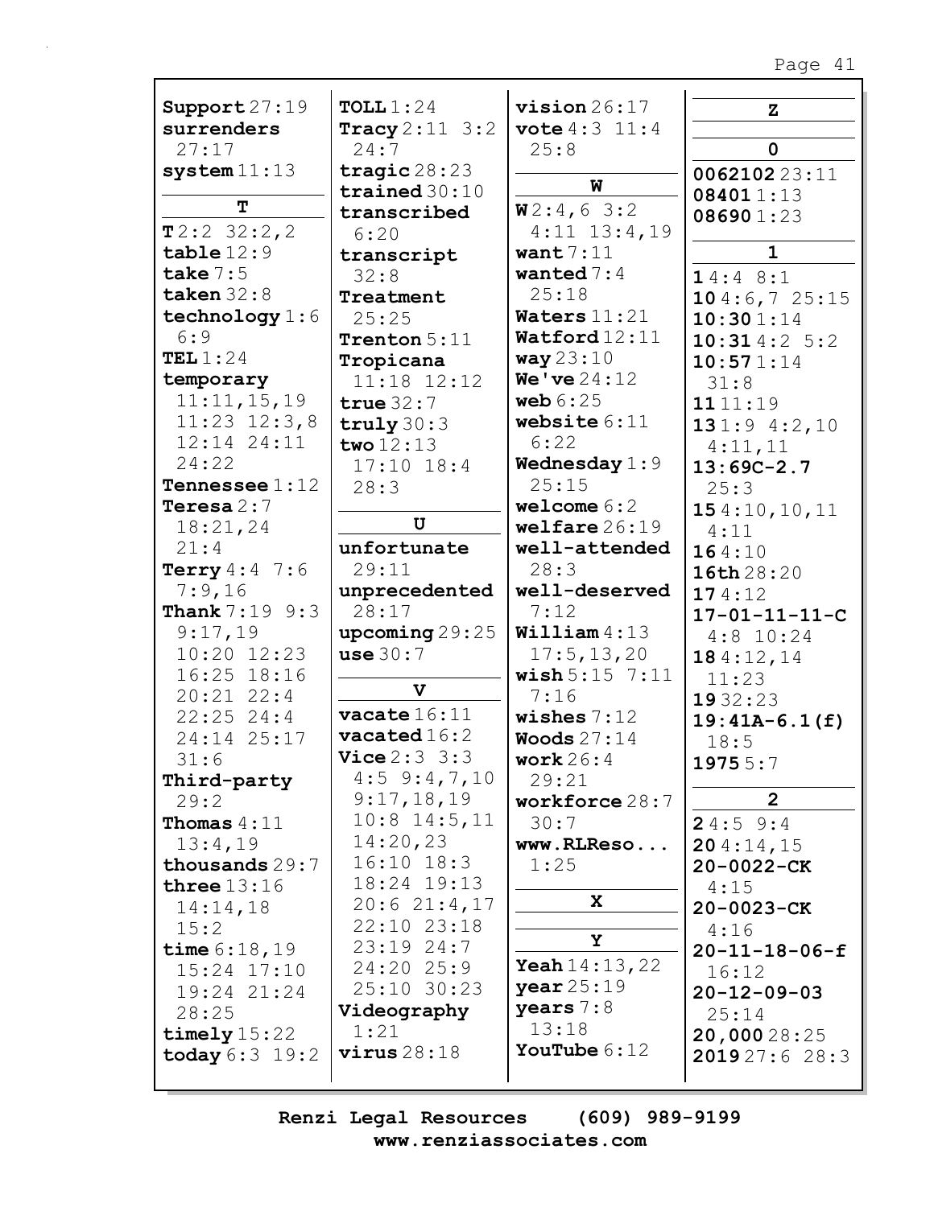**Support** 27:19
**surrenders** 27:17
**system** 11:13

## T

**T** 2:2 32:2,2
**table** 12:9
**take** 7:5
**taken** 32:8
**technology** 1:6 6:9
**TEL** 1:24
**temporary** 11:11,15,19 11:23 12:3,8 12:14 24:11 24:22
**Tennessee** 1:12
**Teresa** 2:7 18:21,24 21:4
**Terry** 4:4 7:6 7:9,16
**Thank** 7:19 9:3 9:17,19 10:20 12:23 16:25 18:16 20:21 22:4 22:25 24:4 24:14 25:17 31:6
**Third-party** 29:2
**Thomas** 4:11 13:4,19
**thousands** 29:7
**three** 13:16 14:14,18 15:2
**time** 6:18,19 15:24 17:10 19:24 21:24 28:25
**timely** 15:22
**today** 6:3 19:2
**TOLL** 1:24
**Tracy** 2:11 3:2 24:7
**tragic** 28:23
**trained** 30:10
**transcribed** 6:20
**transcript** 32:8
**Treatment** 25:25
**Trenton** 5:11
**Tropicana** 11:18 12:12
**true** 32:7
**truly** 30:3
**two** 12:13 17:10 18:4 28:3

## U

**unfortunate** 29:11
**unprecedented** 28:17
**upcoming** 29:25
**use** 30:7

## V

**vacate** 16:11
**vacated** 16:2
**Vice** 2:3 3:3 4:5 9:4,7,10 9:17,18,19 10:8 14:5,11 14:20,23 16:10 18:3 18:24 19:13 20:6 21:4,17 22:10 23:18 23:19 24:7 24:20 25:9 25:10 30:23
**Videography** 1:21
**virus** 28:18
**vision** 26:17
**vote** 4:3 11:4 25:8

## W

**W** 2:4,6 3:2 4:11 13:4,19
**want** 7:11
**wanted** 7:4 25:18
**Waters** 11:21
**Watford** 12:11
**way** 23:10
**We've** 24:12
**web** 6:25
**website** 6:11 6:22
**Wednesday** 1:9 25:15
**welcome** 6:2
**welfare** 26:19
**well-attended** 28:3
**well-deserved** 7:12
**William** 4:13 17:5,13,20
**wish** 5:15 7:11 7:16
**wishes** 7:12
**Woods** 27:14
**work** 26:4 29:21
**workforce** 28:7 30:7
**www.RLReso...** 1:25

## X

## Y

**Yeah** 14:13,22
**year** 25:19
**years** 7:8 13:18
**YouTube** 6:12

## Z

## 0

**0062102** 23:11
**08401** 1:13
**08690** 1:23

## 1

**1** 4:4 8:1
**10** 4:6,7 25:15
**10:30** 1:14
**10:31** 4:2 5:2
**10:57** 1:14 31:8
**11** 11:19
**13** 1:9 4:2,10 4:11,11
**13:69C-2.7** 25:3
**15** 4:10,10,11 4:11
**16** 4:10
**16th** 28:20
**17** 4:12
**17-01-11-11-C** 4:8 10:24
**18** 4:12,14 11:23
**19** 32:23
**19:41A-6.1(f)** 18:5
**1975** 5:7

## 2

**2** 4:5 9:4
**20** 4:14,15
**20-0022-CK** 4:15
**20-0023-CK** 4:16
**20-11-18-06-f** 16:12
**20-12-09-03** 25:14
**20,000** 28:25
**2019** 27:6 28:3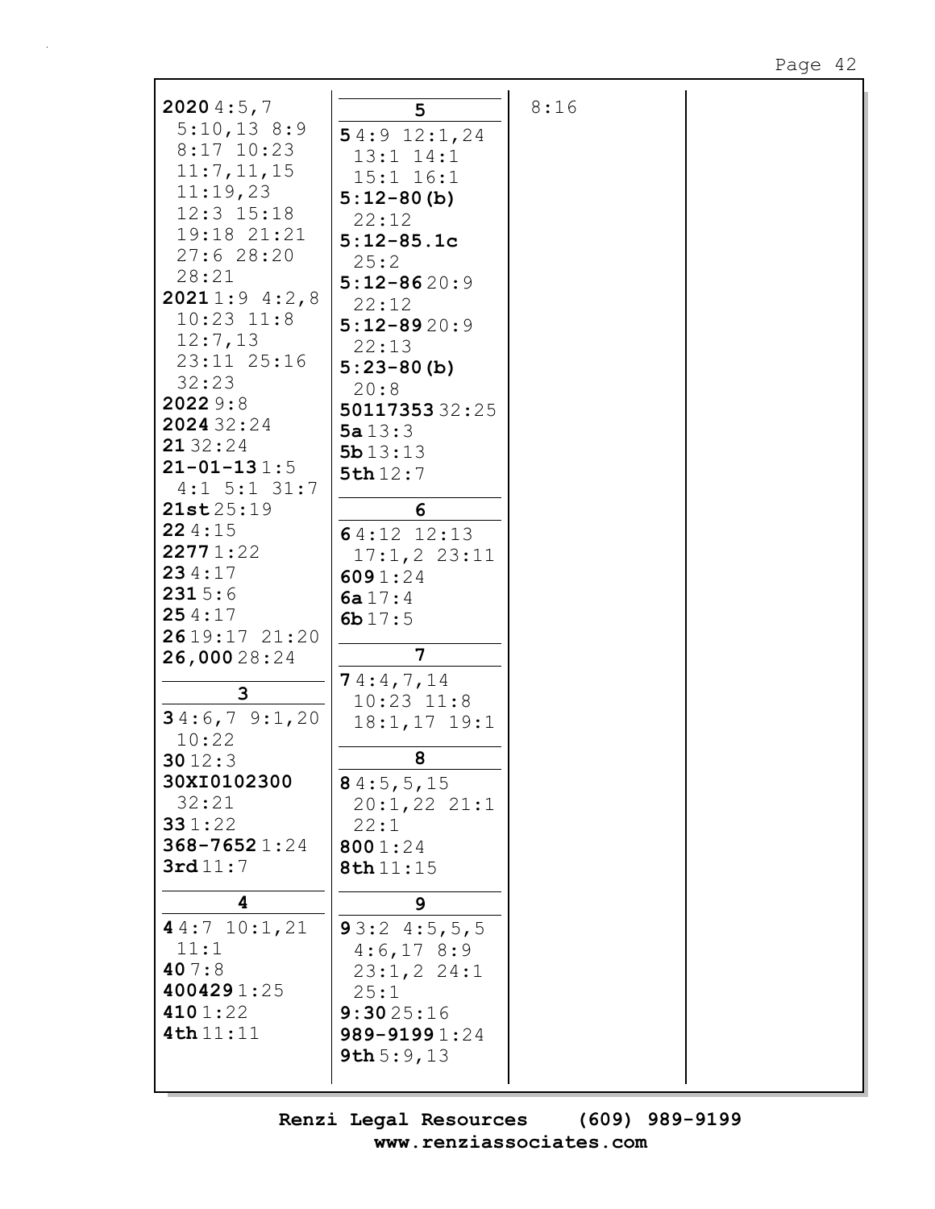**2020** 4:5,7 5:10,13 8:9 8:17 10:23 11:7,11,15 11:19,23 12:3 15:18 19:18 21:21 27:6 28:20 28:21
**2021** 1:9 4:2,8 10:23 11:8 12:7,13 23:11 25:16 32:23
**2022** 9:8
**2024** 32:24
**21** 32:24
**21-01-13** 1:5 4:1 5:1 31:7
**21st** 25:19
**22** 4:15
**2277** 1:22
**23** 4:17
**231** 5:6
**25** 4:17
**26** 19:17 21:20
**26,000** 28:24

### 3

**3** 4:6,7 9:1,20 10:22
**30** 12:3
**30XI0102300** 32:21
**33** 1:22
**368-7652** 1:24
**3rd** 11:7

### 4

**4** 4:7 10:1,21 11:1
**40** 7:8
**400429** 1:25
**410** 1:22
**4th** 11:11

### 5

**5** 4:9 12:1,24 13:1 14:1 15:1 16:1
**5:12-80(b)** 22:12
**5:12-85.1c** 25:2
**5:12-86** 20:9 22:12
**5:12-89** 20:9 22:13
**5:23-80(b)** 20:8
**50117353** 32:25
**5a** 13:3
**5b** 13:13
**5th** 12:7

### 6

**6** 4:12 12:13 17:1,2 23:11
**609** 1:24
**6a** 17:4
**6b** 17:5

### 7

**7** 4:4,7,14 10:23 11:8 18:1,17 19:1

### 8

**8** 4:5,5,15 20:1,22 21:1 22:1
**800** 1:24
**8th** 11:15

### 9

**9** 3:2 4:5,5,5 4:6,17 8:9 23:1,2 24:1 25:1
**9:30** 25:16
**989-9199** 1:24
**9th** 5:9,13 8:16